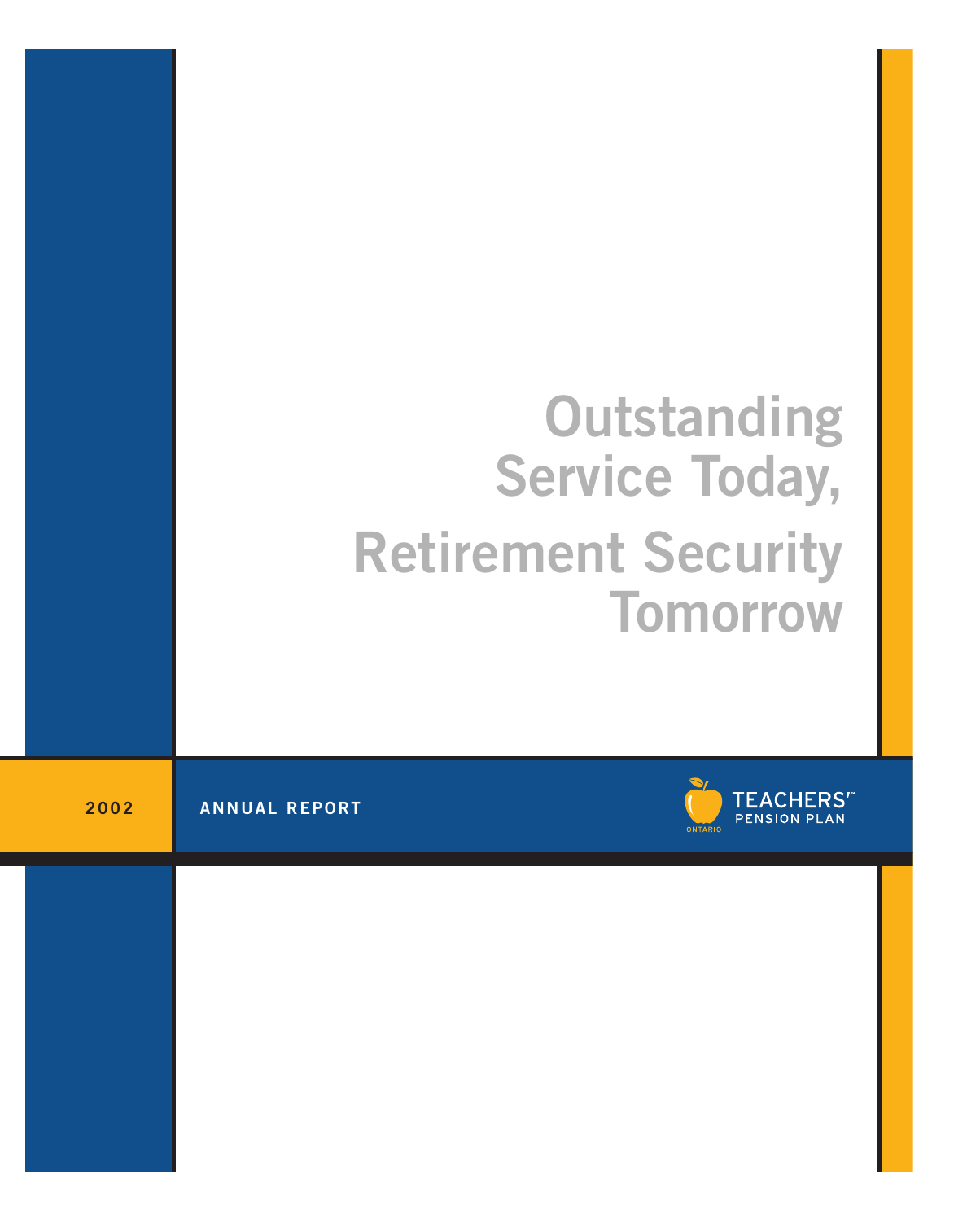# Outstanding Service Today, Retirement Security Tomorrow

2002 ANNUAL REPORT

ONTARIO TEACHERS' PENSION PLAN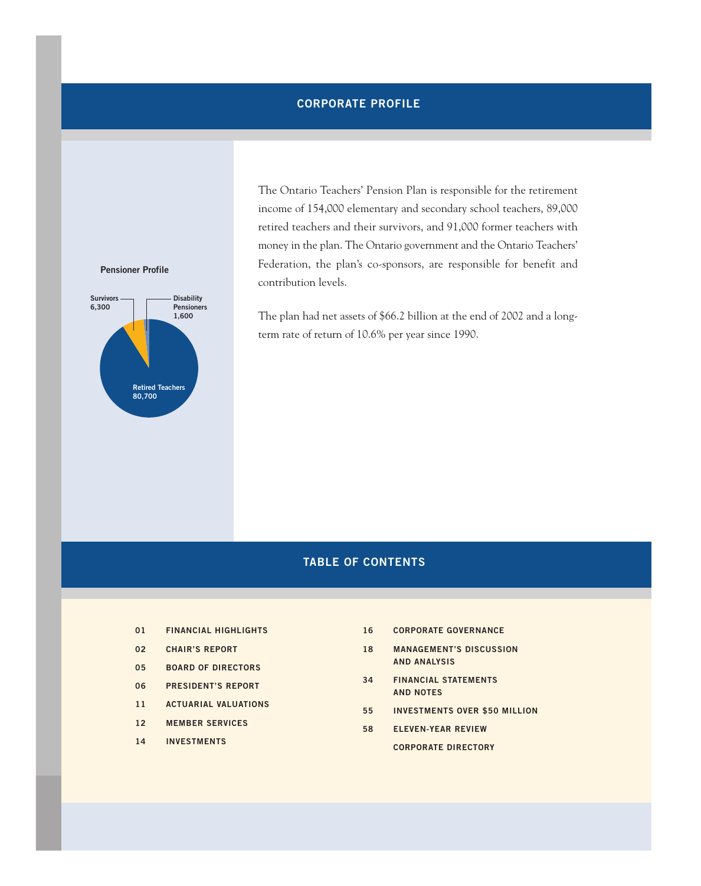## CORPORATE PROFILE

**Pensioner Profile**

Survivors 6,300

Disability Pensioners 1,600

Retired Teachers 80,700

The Ontario Teachers' Pension Plan is responsible for the retirement income of 154,000 elementary and secondary school teachers, 89,000 retired teachers and their survivors, and 91,000 former teachers with money in the plan. The Ontario government and the Ontario Teachers' Federation, the plan's co-sponsors, are responsible for benefit and contribution levels.

The plan had net assets of $66.2 billion at the end of 2002 and a long-term rate of return of 10.6% per year since 1990.

## TABLE OF CONTENTS

| | |
|---|---|
| 01 | FINANCIAL HIGHLIGHTS |
| 02 | CHAIR'S REPORT |
| 05 | BOARD OF DIRECTORS |
| 06 | PRESIDENT'S REPORT |
| 11 | ACTUARIAL VALUATIONS |
| 12 | MEMBER SERVICES |
| 14 | INVESTMENTS |
| 16 | CORPORATE GOVERNANCE |
| 18 | MANAGEMENT'S DISCUSSION AND ANALYSIS |
| 34 | FINANCIAL STATEMENTS AND NOTES |
| 55 | INVESTMENTS OVER $50 MILLION |
| 58 | ELEVEN-YEAR REVIEW |
| | CORPORATE DIRECTORY |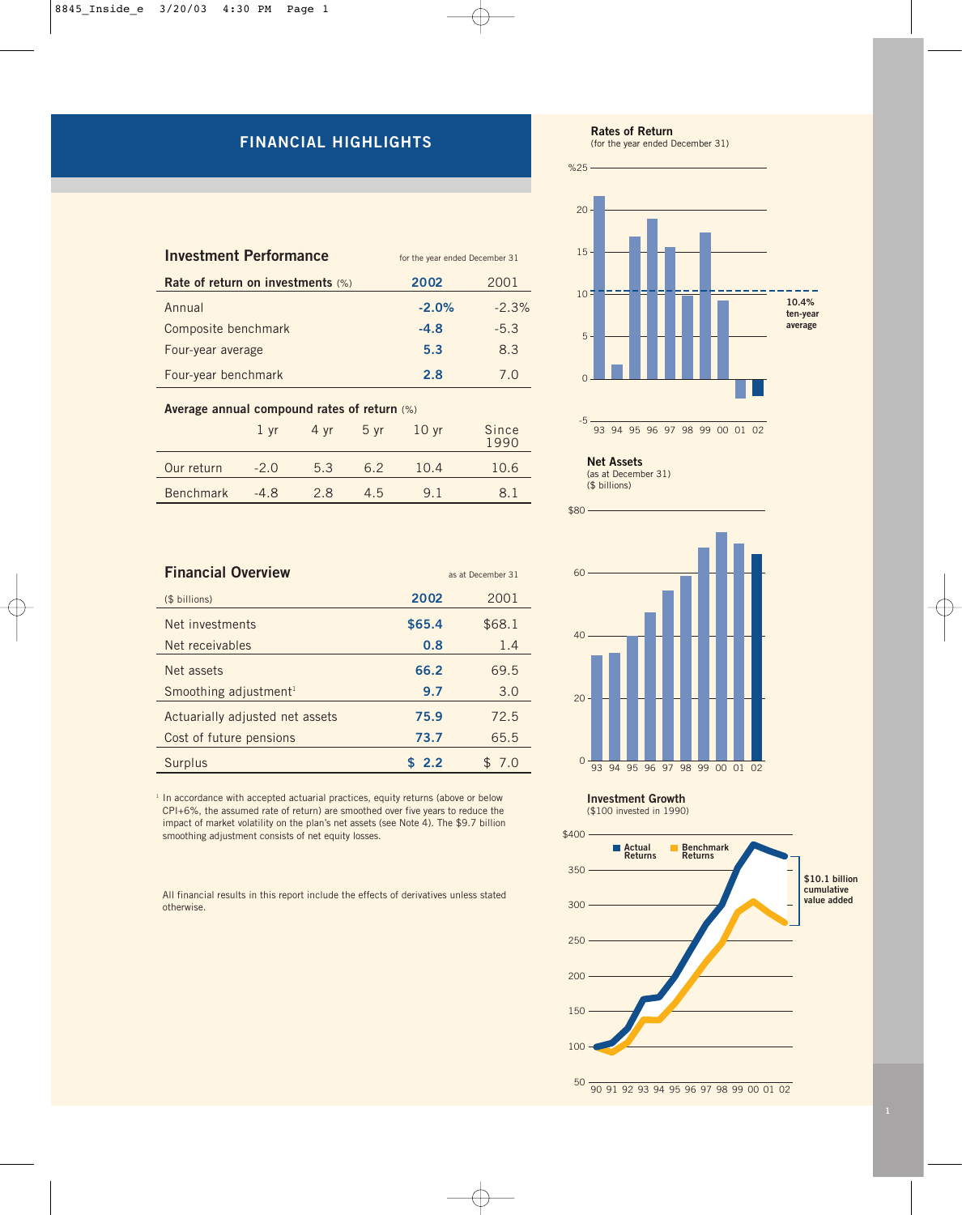## FINANCIAL HIGHLIGHTS

### Investment Performance

for the year ended December 31

| Rate of return on investments (%) | 2002 | 2001 |
|---|---|---|
| Annual | **-2.0%** | -2.3% |
| Composite benchmark | **-4.8** | -5.3 |
| Four-year average | **5.3** | 8.3 |
| Four-year benchmark | **2.8** | 7.0 |

**Average annual compound rates of return** (%)

| | 1 yr | 4 yr | 5 yr | 10 yr | Since 1990 |
|---|---|---|---|---|---|
| Our return | -2.0 | 5.3 | 6.2 | 10.4 | 10.6 |
| Benchmark | -4.8 | 2.8 | 4.5 | 9.1 | 8.1 |

### Financial Overview

as at December 31

| ($ billions) | 2002 | 2001 |
|---|---|---|
| Net investments | **$65.4** | $68.1 |
| Net receivables | **0.8** | 1.4 |
| Net assets | **66.2** | 69.5 |
| Smoothing adjustment[1] | **9.7** | 3.0 |
| Actuarially adjusted net assets | **75.9** | 72.5 |
| Cost of future pensions | **73.7** | 65.5 |
| Surplus | **$ 2.2** | $ 7.0 |

[1] In accordance with accepted actuarial practices, equity returns (above or below CPI+6%, the assumed rate of return) are smoothed over five years to reduce the impact of market volatility on the plan's net assets (see Note 4). The $9.7 billion smoothing adjustment consists of net equity losses.

All financial results in this report include the effects of derivatives unless stated otherwise.

**Rates of Return**
(for the year ended December 31)

10.4% ten-year average

**Net Assets**
(as at December 31)
($ billions)

**Investment Growth**
($100 invested in 1990)

Actual Returns | Benchmark Returns

$10.1 billion cumulative value added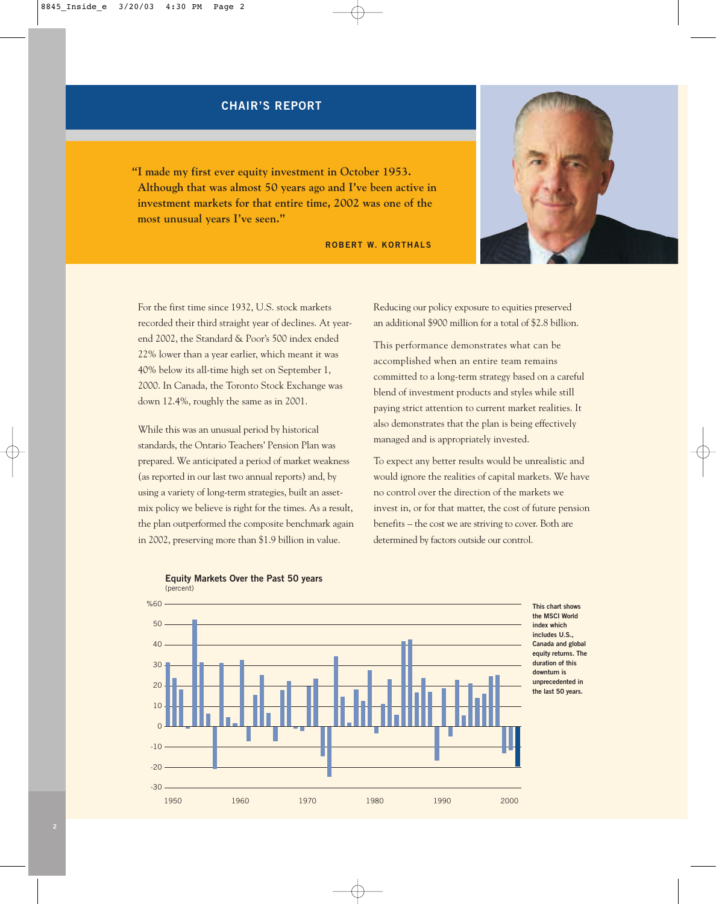## CHAIR'S REPORT

**"I made my first ever equity investment in October 1953. Although that was almost 50 years ago and I've been active in investment markets for that entire time, 2002 was one of the most unusual years I've seen."**

**ROBERT W. KORTHALS**

For the first time since 1932, U.S. stock markets recorded their third straight year of declines. At year-end 2002, the Standard & Poor's 500 index ended 22% lower than a year earlier, which meant it was 40% below its all-time high set on September 1, 2000. In Canada, the Toronto Stock Exchange was down 12.4%, roughly the same as in 2001.

While this was an unusual period by historical standards, the Ontario Teachers' Pension Plan was prepared. We anticipated a period of market weakness (as reported in our last two annual reports) and, by using a variety of long-term strategies, built an asset-mix policy we believe is right for the times. As a result, the plan outperformed the composite benchmark again in 2002, preserving more than $1.9 billion in value. Reducing our policy exposure to equities preserved an additional $900 million for a total of $2.8 billion.

This performance demonstrates what can be accomplished when an entire team remains committed to a long-term strategy based on a careful blend of investment products and styles while still paying strict attention to current market realities. It also demonstrates that the plan is being effectively managed and is appropriately invested.

To expect any better results would be unrealistic and would ignore the realities of capital markets. We have no control over the direction of the markets we invest in, or for that matter, the cost of future pension benefits – the cost we are striving to cover. Both are determined by factors outside our control.

**Equity Markets Over the Past 50 years**
(percent)

**This chart shows the MSCI World index which includes U.S., Canada and global equity returns. The duration of this downturn is unprecedented in the last 50 years.**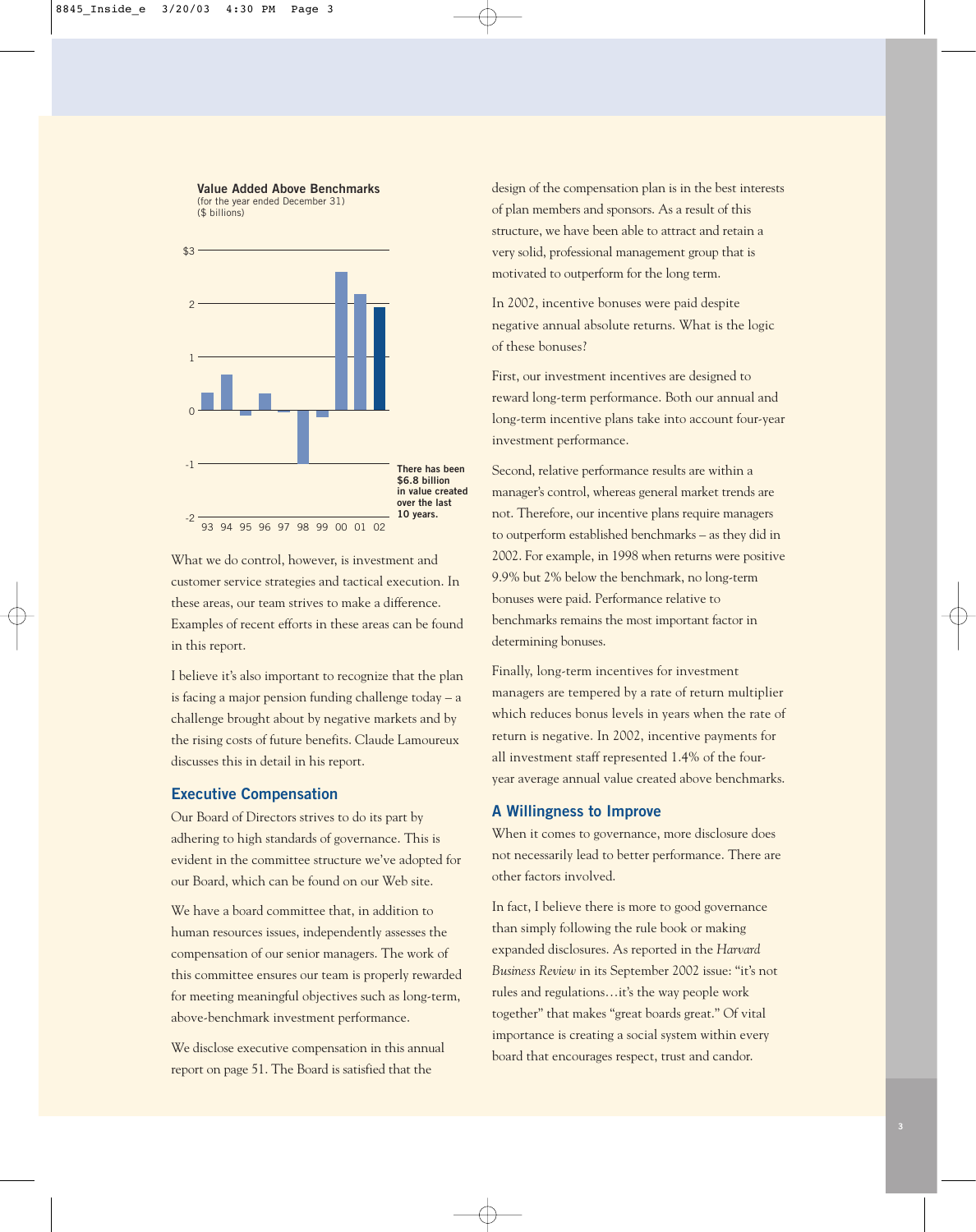**Value Added Above Benchmarks**
(for the year ended December 31)
($ billions)

There has been $6.8 billion in value created over the last 10 years.

What we do control, however, is investment and customer service strategies and tactical execution. In these areas, our team strives to make a difference. Examples of recent efforts in these areas can be found in this report.

I believe it's also important to recognize that the plan is facing a major pension funding challenge today – a challenge brought about by negative markets and by the rising costs of future benefits. Claude Lamoureux discusses this in detail in his report.

## Executive Compensation

Our Board of Directors strives to do its part by adhering to high standards of governance. This is evident in the committee structure we've adopted for our Board, which can be found on our Web site.

We have a board committee that, in addition to human resources issues, independently assesses the compensation of our senior managers. The work of this committee ensures our team is properly rewarded for meeting meaningful objectives such as long-term, above-benchmark investment performance.

We disclose executive compensation in this annual report on page 51. The Board is satisfied that the design of the compensation plan is in the best interests of plan members and sponsors. As a result of this structure, we have been able to attract and retain a very solid, professional management group that is motivated to outperform for the long term.

In 2002, incentive bonuses were paid despite negative annual absolute returns. What is the logic of these bonuses?

First, our investment incentives are designed to reward long-term performance. Both our annual and long-term incentive plans take into account four-year investment performance.

Second, relative performance results are within a manager's control, whereas general market trends are not. Therefore, our incentive plans require managers to outperform established benchmarks – as they did in 2002. For example, in 1998 when returns were positive 9.9% but 2% below the benchmark, no long-term bonuses were paid. Performance relative to benchmarks remains the most important factor in determining bonuses.

Finally, long-term incentives for investment managers are tempered by a rate of return multiplier which reduces bonus levels in years when the rate of return is negative. In 2002, incentive payments for all investment staff represented 1.4% of the four-year average annual value created above benchmarks.

## A Willingness to Improve

When it comes to governance, more disclosure does not necessarily lead to better performance. There are other factors involved.

In fact, I believe there is more to good governance than simply following the rule book or making expanded disclosures. As reported in the *Harvard Business Review* in its September 2002 issue: "it's not rules and regulations…it's the way people work together" that makes "great boards great." Of vital importance is creating a social system within every board that encourages respect, trust and candor.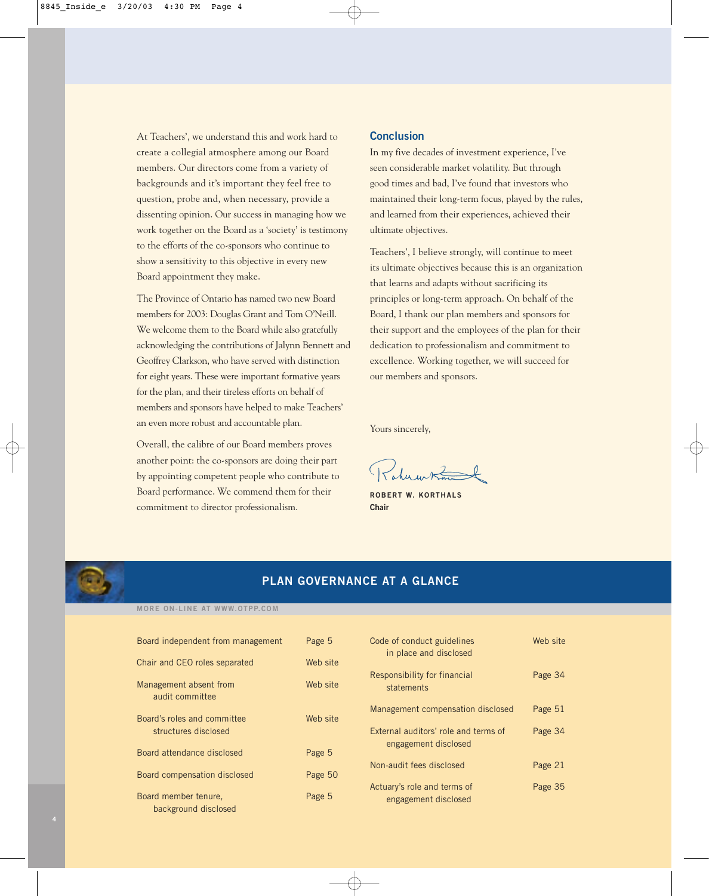At Teachers', we understand this and work hard to create a collegial atmosphere among our Board members. Our directors come from a variety of backgrounds and it's important they feel free to question, probe and, when necessary, provide a dissenting opinion. Our success in managing how we work together on the Board as a 'society' is testimony to the efforts of the co-sponsors who continue to show a sensitivity to this objective in every new Board appointment they make.

The Province of Ontario has named two new Board members for 2003: Douglas Grant and Tom O'Neill. We welcome them to the Board while also gratefully acknowledging the contributions of Jalynn Bennett and Geoffrey Clarkson, who have served with distinction for eight years. These were important formative years for the plan, and their tireless efforts on behalf of members and sponsors have helped to make Teachers' an even more robust and accountable plan.

Overall, the calibre of our Board members proves another point: the co-sponsors are doing their part by appointing competent people who contribute to Board performance. We commend them for their commitment to director professionalism.

## Conclusion

In my five decades of investment experience, I've seen considerable market volatility. But through good times and bad, I've found that investors who maintained their long-term focus, played by the rules, and learned from their experiences, achieved their ultimate objectives.

Teachers', I believe strongly, will continue to meet its ultimate objectives because this is an organization that learns and adapts without sacrificing its principles or long-term approach. On behalf of the Board, I thank our plan members and sponsors for their support and the employees of the plan for their dedication to professionalism and commitment to excellence. Working together, we will succeed for our members and sponsors.

Yours sincerely,

**ROBERT W. KORTHALS**
**Chair**

## PLAN GOVERNANCE AT A GLANCE

MORE ON-LINE AT WWW.OTPP.COM

| Item | Reference |
|---|---|
| Board independent from management | Page 5 |
| Chair and CEO roles separated | Web site |
| Management absent from audit committee | Web site |
| Board's roles and committee structures disclosed | Web site |
| Board attendance disclosed | Page 5 |
| Board compensation disclosed | Page 50 |
| Board member tenure, background disclosed | Page 5 |
| Code of conduct guidelines in place and disclosed | Web site |
| Responsibility for financial statements | Page 34 |
| Management compensation disclosed | Page 51 |
| External auditors' role and terms of engagement disclosed | Page 34 |
| Non-audit fees disclosed | Page 21 |
| Actuary's role and terms of engagement disclosed | Page 35 |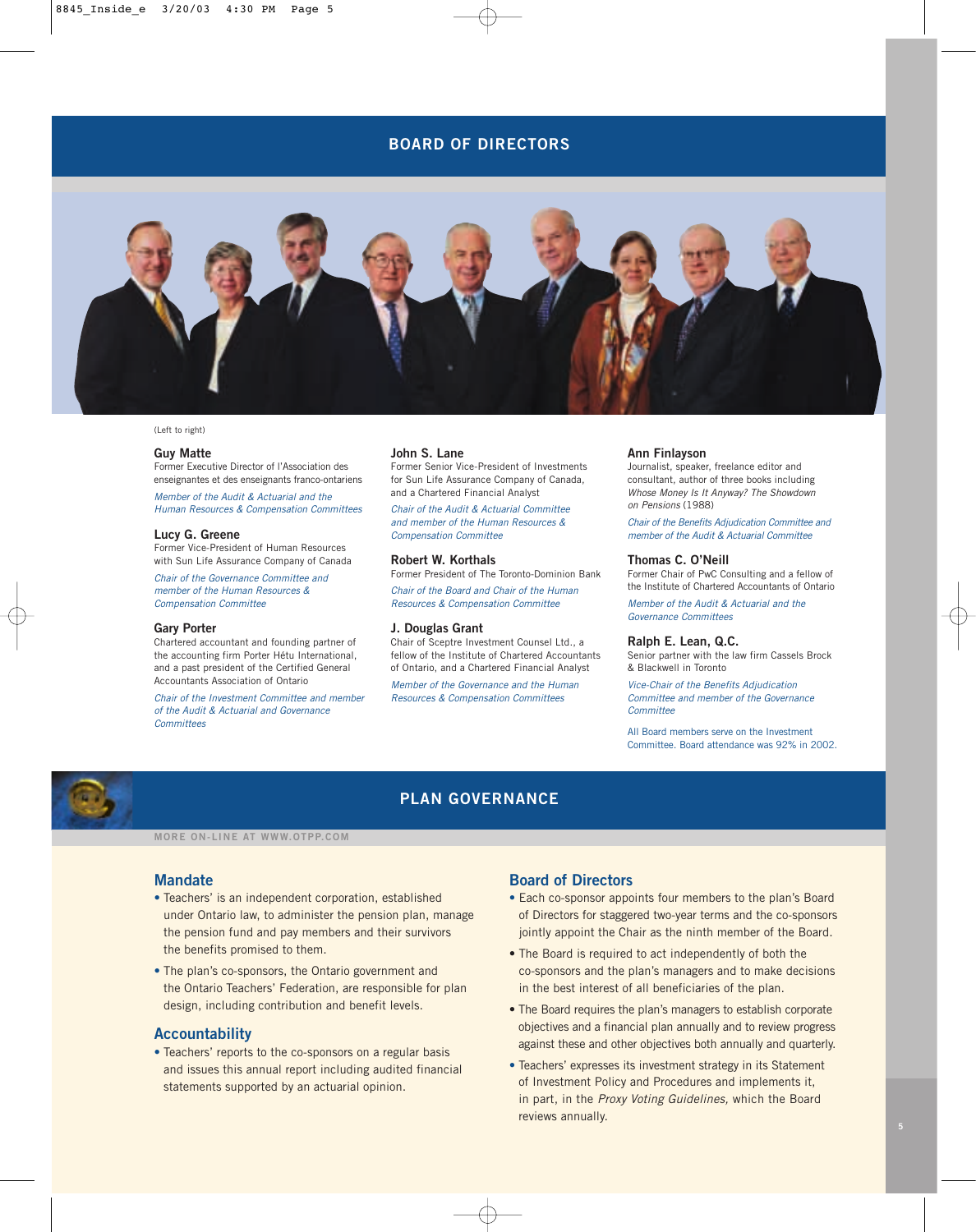## BOARD OF DIRECTORS

(Left to right)

**Guy Matte**
Former Executive Director of l'Association des enseignantes et des enseignants franco-ontariens

*Member of the Audit & Actuarial and the Human Resources & Compensation Committees*

**Lucy G. Greene**
Former Vice-President of Human Resources with Sun Life Assurance Company of Canada

*Chair of the Governance Committee and member of the Human Resources & Compensation Committee*

**Gary Porter**
Chartered accountant and founding partner of the accounting firm Porter Hétu International, and a past president of the Certified General Accountants Association of Ontario

*Chair of the Investment Committee and member of the Audit & Actuarial and Governance Committees*

**John S. Lane**
Former Senior Vice-President of Investments for Sun Life Assurance Company of Canada, and a Chartered Financial Analyst

*Chair of the Audit & Actuarial Committee and member of the Human Resources & Compensation Committee*

**Robert W. Korthals**
Former President of The Toronto-Dominion Bank

*Chair of the Board and Chair of the Human Resources & Compensation Committee*

**J. Douglas Grant**
Chair of Sceptre Investment Counsel Ltd., a fellow of the Institute of Chartered Accountants of Ontario, and a Chartered Financial Analyst

*Member of the Governance and the Human Resources & Compensation Committees*

**Ann Finlayson**
Journalist, speaker, freelance editor and consultant, author of three books including *Whose Money Is It Anyway? The Showdown on Pensions* (1988)

*Chair of the Benefits Adjudication Committee and member of the Audit & Actuarial Committee*

**Thomas C. O'Neill**
Former Chair of PwC Consulting and a fellow of the Institute of Chartered Accountants of Ontario

*Member of the Audit & Actuarial and the Governance Committees*

**Ralph E. Lean, Q.C.**
Senior partner with the law firm Cassels Brock & Blackwell in Toronto

*Vice-Chair of the Benefits Adjudication Committee and member of the Governance Committee*

All Board members serve on the Investment Committee. Board attendance was 92% in 2002.

## PLAN GOVERNANCE

MORE ON-LINE AT WWW.OTPP.COM

### Mandate

- Teachers' is an independent corporation, established under Ontario law, to administer the pension plan, manage the pension fund and pay members and their survivors the benefits promised to them.
- The plan's co-sponsors, the Ontario government and the Ontario Teachers' Federation, are responsible for plan design, including contribution and benefit levels.

### Accountability

- Teachers' reports to the co-sponsors on a regular basis and issues this annual report including audited financial statements supported by an actuarial opinion.

### Board of Directors

- Each co-sponsor appoints four members to the plan's Board of Directors for staggered two-year terms and the co-sponsors jointly appoint the Chair as the ninth member of the Board.
- The Board is required to act independently of both the co-sponsors and the plan's managers and to make decisions in the best interest of all beneficiaries of the plan.
- The Board requires the plan's managers to establish corporate objectives and a financial plan annually and to review progress against these and other objectives both annually and quarterly.
- Teachers' expresses its investment strategy in its Statement of Investment Policy and Procedures and implements it, in part, in the *Proxy Voting Guidelines,* which the Board reviews annually.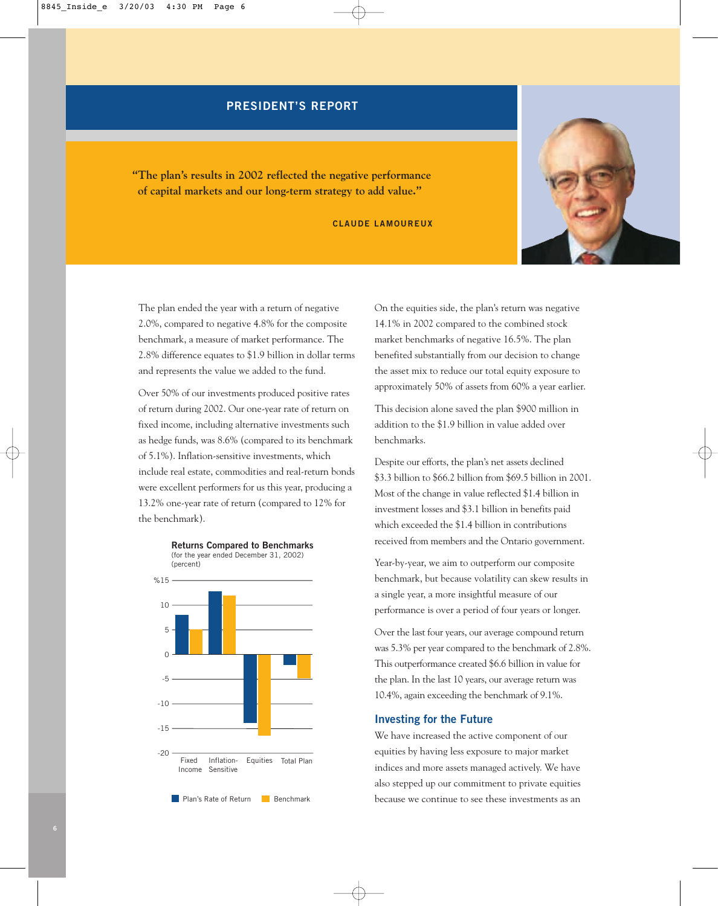## PRESIDENT'S REPORT

> **"The plan's results in 2002 reflected the negative performance of capital markets and our long-term strategy to add value."**
>
> **CLAUDE LAMOUREUX**

The plan ended the year with a return of negative 2.0%, compared to negative 4.8% for the composite benchmark, a measure of market performance. The 2.8% difference equates to $1.9 billion in dollar terms and represents the value we added to the fund.

Over 50% of our investments produced positive rates of return during 2002. Our one-year rate of return on fixed income, including alternative investments such as hedge funds, was 8.6% (compared to its benchmark of 5.1%). Inflation-sensitive investments, which include real estate, commodities and real-return bonds were excellent performers for us this year, producing a 13.2% one-year rate of return (compared to 12% for the benchmark).

**Returns Compared to Benchmarks**
(for the year ended December 31, 2002)
(percent)

| | Plan's Rate of Return | Benchmark |
|---|---|---|
| Fixed Income | 8.6 | 5.1 |
| Inflation-Sensitive | 13.2 | 12.0 |
| Equities | -14.1 | -16.5 |
| Total Plan | -2.0 | -4.8 |

On the equities side, the plan's return was negative 14.1% in 2002 compared to the combined stock market benchmarks of negative 16.5%. The plan benefited substantially from our decision to change the asset mix to reduce our total equity exposure to approximately 50% of assets from 60% a year earlier.

This decision alone saved the plan $900 million in addition to the $1.9 billion in value added over benchmarks.

Despite our efforts, the plan's net assets declined $3.3 billion to $66.2 billion from $69.5 billion in 2001. Most of the change in value reflected $1.4 billion in investment losses and $3.1 billion in benefits paid which exceeded the $1.4 billion in contributions received from members and the Ontario government.

Year-by-year, we aim to outperform our composite benchmark, but because volatility can skew results in a single year, a more insightful measure of our performance is over a period of four years or longer.

Over the last four years, our average compound return was 5.3% per year compared to the benchmark of 2.8%. This outperformance created $6.6 billion in value for the plan. In the last 10 years, our average return was 10.4%, again exceeding the benchmark of 9.1%.

### Investing for the Future

We have increased the active component of our equities by having less exposure to major market indices and more assets managed actively. We have also stepped up our commitment to private equities because we continue to see these investments as an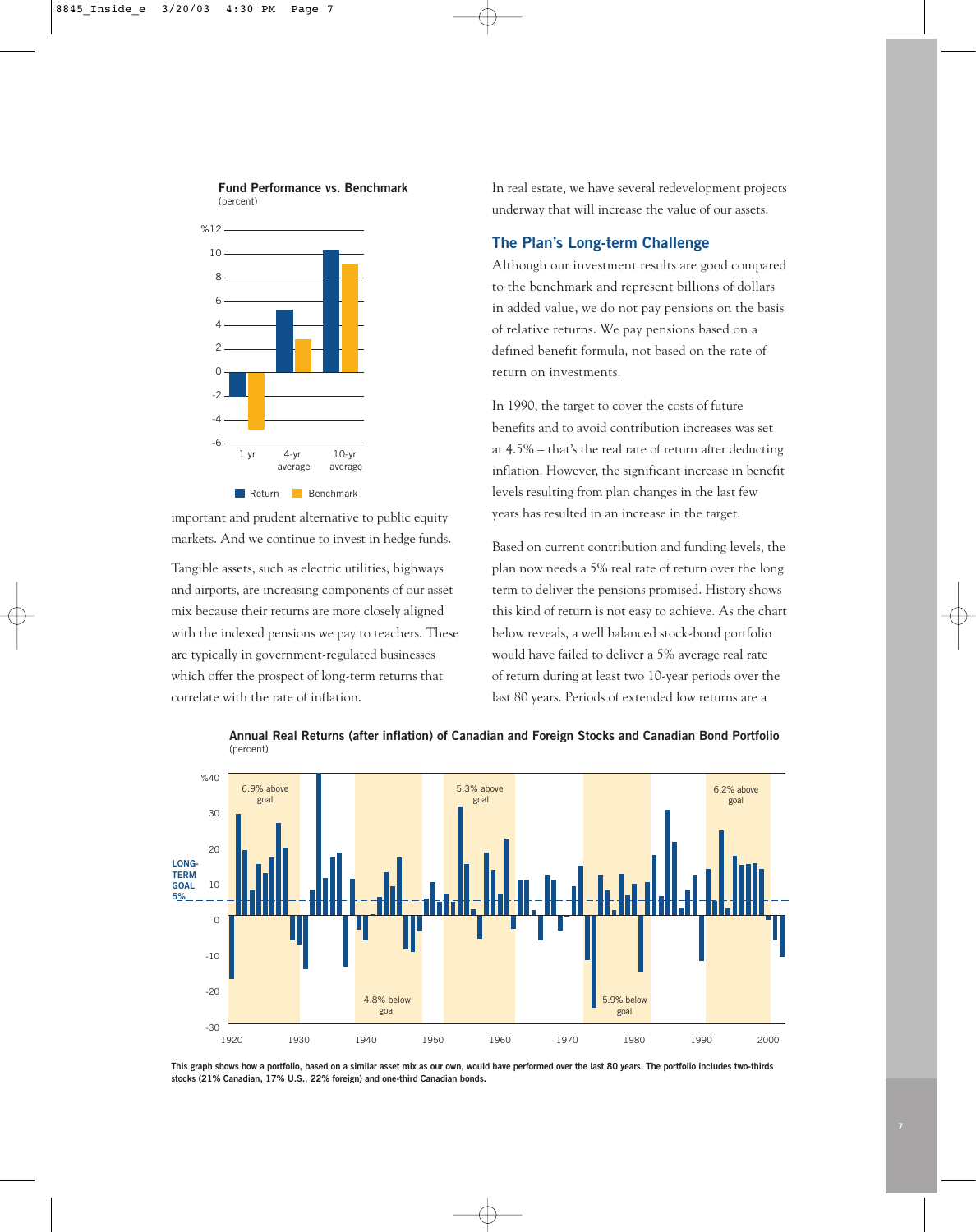**Fund Performance vs. Benchmark**
(percent)

| | 1 yr | 4-yr average | 10-yr average |
|---|---|---|---|
| Return | | | |
| Benchmark | | | |

important and prudent alternative to public equity markets. And we continue to invest in hedge funds.

Tangible assets, such as electric utilities, highways and airports, are increasing components of our asset mix because their returns are more closely aligned with the indexed pensions we pay to teachers. These are typically in government-regulated businesses which offer the prospect of long-term returns that correlate with the rate of inflation.

In real estate, we have several redevelopment projects underway that will increase the value of our assets.

## The Plan's Long-term Challenge

Although our investment results are good compared to the benchmark and represent billions of dollars in added value, we do not pay pensions on the basis of relative returns. We pay pensions based on a defined benefit formula, not based on the rate of return on investments.

In 1990, the target to cover the costs of future benefits and to avoid contribution increases was set at 4.5% – that's the real rate of return after deducting inflation. However, the significant increase in benefit levels resulting from plan changes in the last few years has resulted in an increase in the target.

Based on current contribution and funding levels, the plan now needs a 5% real rate of return over the long term to deliver the pensions promised. History shows this kind of return is not easy to achieve. As the chart below reveals, a well balanced stock-bond portfolio would have failed to deliver a 5% average real rate of return during at least two 10-year periods over the last 80 years. Periods of extended low returns are a

**Annual Real Returns (after inflation) of Canadian and Foreign Stocks and Canadian Bond Portfolio**
(percent)

LONG-TERM GOAL 5%

6.9% above goal · 4.8% below goal · 5.3% above goal · 5.9% below goal · 6.2% above goal

This graph shows how a portfolio, based on a similar asset mix as our own, would have performed over the last 80 years. The portfolio includes two-thirds stocks (21% Canadian, 17% U.S., 22% foreign) and one-third Canadian bonds.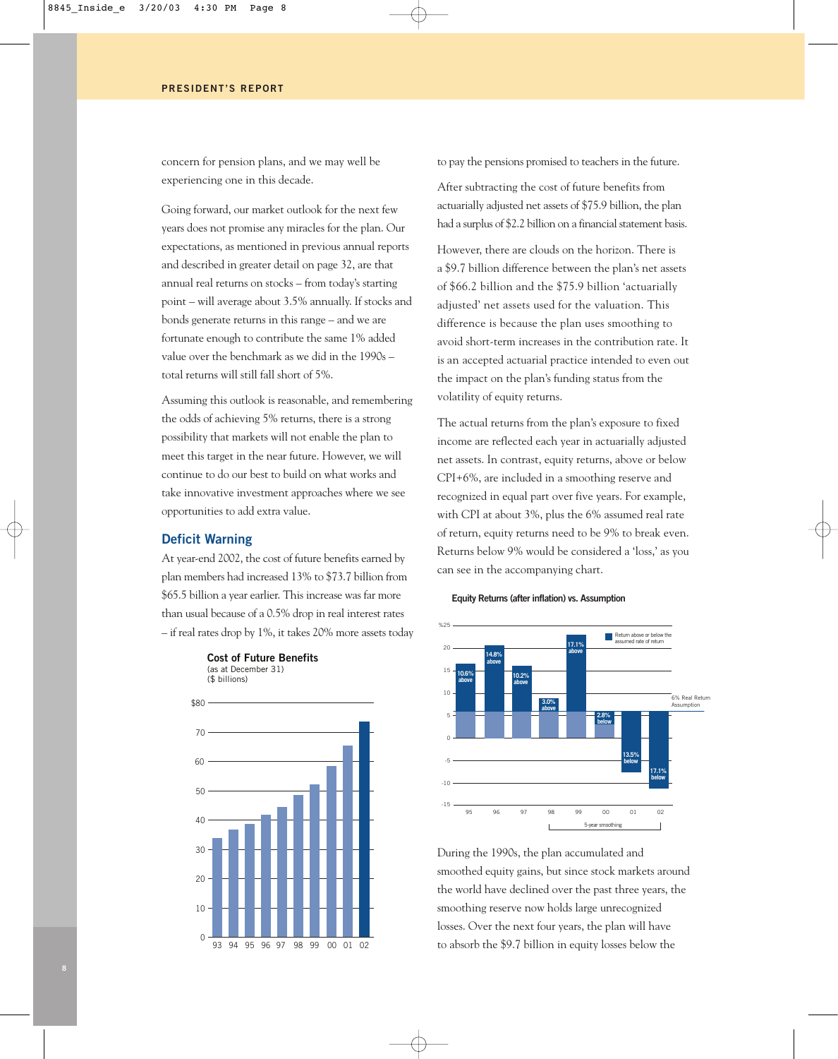## PRESIDENT'S REPORT

concern for pension plans, and we may well be experiencing one in this decade.

Going forward, our market outlook for the next few years does not promise any miracles for the plan. Our expectations, as mentioned in previous annual reports and described in greater detail on page 32, are that annual real returns on stocks – from today's starting point – will average about 3.5% annually. If stocks and bonds generate returns in this range – and we are fortunate enough to contribute the same 1% added value over the benchmark as we did in the 1990s – total returns will still fall short of 5%.

Assuming this outlook is reasonable, and remembering the odds of achieving 5% returns, there is a strong possibility that markets will not enable the plan to meet this target in the near future. However, we will continue to do our best to build on what works and take innovative investment approaches where we see opportunities to add extra value.

### Deficit Warning

At year-end 2002, the cost of future benefits earned by plan members had increased 13% to $73.7 billion from $65.5 billion a year earlier. This increase was far more than usual because of a 0.5% drop in real interest rates – if real rates drop by 1%, it takes 20% more assets today to pay the pensions promised to teachers in the future.

**Cost of Future Benefits**
(as at December 31)
($ billions)

After subtracting the cost of future benefits from actuarially adjusted net assets of $75.9 billion, the plan had a surplus of $2.2 billion on a financial statement basis.

However, there are clouds on the horizon. There is a $9.7 billion difference between the plan's net assets of $66.2 billion and the $75.9 billion 'actuarially adjusted' net assets used for the valuation. This difference is because the plan uses smoothing to avoid short-term increases in the contribution rate. It is an accepted actuarial practice intended to even out the impact on the plan's funding status from the volatility of equity returns.

The actual returns from the plan's exposure to fixed income are reflected each year in actuarially adjusted net assets. In contrast, equity returns, above or below CPI+6%, are included in a smoothing reserve and recognized in equal part over five years. For example, with CPI at about 3%, plus the 6% assumed real rate of return, equity returns need to be 9% to break even. Returns below 9% would be considered a 'loss,' as you can see in the accompanying chart.

**Equity Returns (after inflation) vs. Assumption**

| Year | Return above or below the assumed rate of return |
|---|---|
| 95 | 10.6% above |
| 96 | 14.8% above |
| 97 | 10.2% above |
| 98 | 3.0% above |
| 99 | 17.1% above |
| 00 | 2.8% below |
| 01 | 13.5% below |
| 02 | 17.1% below |

6% Real Return Assumption; 5-year smoothing (98–02)

During the 1990s, the plan accumulated and smoothed equity gains, but since stock markets around the world have declined over the past three years, the smoothing reserve now holds large unrecognized losses. Over the next four years, the plan will have to absorb the $9.7 billion in equity losses below the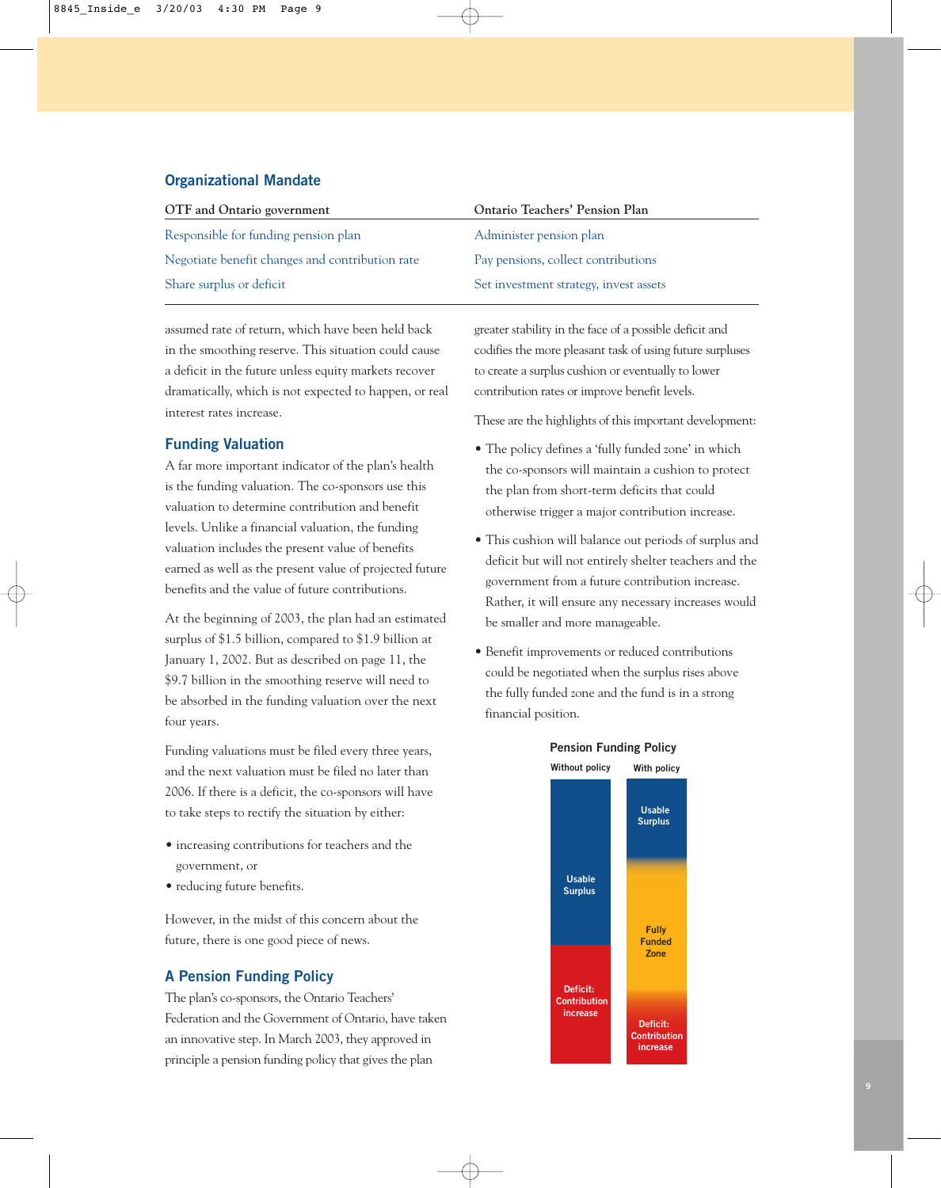## Organizational Mandate

| OTF and Ontario government | Ontario Teachers' Pension Plan |
|---|---|
| Responsible for funding pension plan | Administer pension plan |
| Negotiate benefit changes and contribution rate | Pay pensions, collect contributions |
| Share surplus or deficit | Set investment strategy, invest assets |

assumed rate of return, which have been held back in the smoothing reserve. This situation could cause a deficit in the future unless equity markets recover dramatically, which is not expected to happen, or real interest rates increase.

## Funding Valuation

A far more important indicator of the plan's health is the funding valuation. The co-sponsors use this valuation to determine contribution and benefit levels. Unlike a financial valuation, the funding valuation includes the present value of benefits earned as well as the present value of projected future benefits and the value of future contributions.

At the beginning of 2003, the plan had an estimated surplus of $1.5 billion, compared to $1.9 billion at January 1, 2002. But as described on page 11, the $9.7 billion in the smoothing reserve will need to be absorbed in the funding valuation over the next four years.

Funding valuations must be filed every three years, and the next valuation must be filed no later than 2006. If there is a deficit, the co-sponsors will have to take steps to rectify the situation by either:

- increasing contributions for teachers and the government, or
- reducing future benefits.

However, in the midst of this concern about the future, there is one good piece of news.

## A Pension Funding Policy

The plan's co-sponsors, the Ontario Teachers' Federation and the Government of Ontario, have taken an innovative step. In March 2003, they approved in principle a pension funding policy that gives the plan greater stability in the face of a possible deficit and codifies the more pleasant task of using future surpluses to create a surplus cushion or eventually to lower contribution rates or improve benefit levels.

These are the highlights of this important development:

- The policy defines a 'fully funded zone' in which the co-sponsors will maintain a cushion to protect the plan from short-term deficits that could otherwise trigger a major contribution increase.
- This cushion will balance out periods of surplus and deficit but will not entirely shelter teachers and the government from a future contribution increase. Rather, it will ensure any necessary increases would be smaller and more manageable.
- Benefit improvements or reduced contributions could be negotiated when the surplus rises above the fully funded zone and the fund is in a strong financial position.

**Pension Funding Policy**

| Without policy | With policy |
|---|---|
| Usable Surplus | Usable Surplus |
| Deficit: Contribution increase | Fully Funded Zone |
| | Deficit: Contribution increase |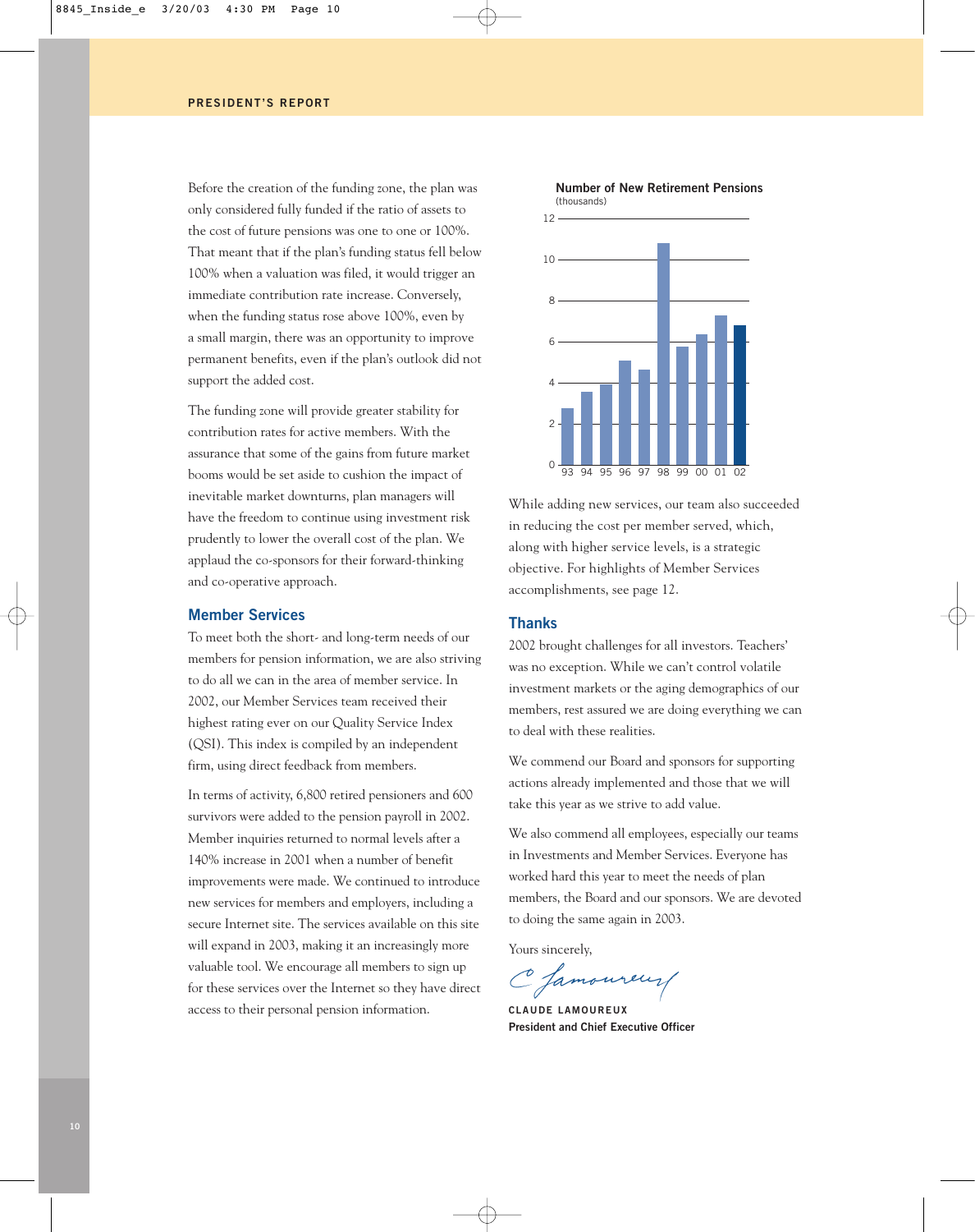## PRESIDENT'S REPORT

Before the creation of the funding zone, the plan was only considered fully funded if the ratio of assets to the cost of future pensions was one to one or 100%. That meant that if the plan's funding status fell below 100% when a valuation was filed, it would trigger an immediate contribution rate increase. Conversely, when the funding status rose above 100%, even by a small margin, there was an opportunity to improve permanent benefits, even if the plan's outlook did not support the added cost.

The funding zone will provide greater stability for contribution rates for active members. With the assurance that some of the gains from future market booms would be set aside to cushion the impact of inevitable market downturns, plan managers will have the freedom to continue using investment risk prudently to lower the overall cost of the plan. We applaud the co-sponsors for their forward-thinking and co-operative approach.

### Member Services

To meet both the short- and long-term needs of our members for pension information, we are also striving to do all we can in the area of member service. In 2002, our Member Services team received their highest rating ever on our Quality Service Index (QSI). This index is compiled by an independent firm, using direct feedback from members.

In terms of activity, 6,800 retired pensioners and 600 survivors were added to the pension payroll in 2002. Member inquiries returned to normal levels after a 140% increase in 2001 when a number of benefit improvements were made. We continued to introduce new services for members and employers, including a secure Internet site. The services available on this site will expand in 2003, making it an increasingly more valuable tool. We encourage all members to sign up for these services over the Internet so they have direct access to their personal pension information.

**Number of New Retirement Pensions**
(thousands)

| Year | 93 | 94 | 95 | 96 | 97 | 98 | 99 | 00 | 01 | 02 |
|---|---|---|---|---|---|---|---|---|---|---|
| Thousands (approx.) | 2.7 | 3.5 | 3.9 | 5.0 | 4.6 | 10.8 | 5.7 | 6.3 | 7.2 | 6.8 |

While adding new services, our team also succeeded in reducing the cost per member served, which, along with higher service levels, is a strategic objective. For highlights of Member Services accomplishments, see page 12.

### Thanks

2002 brought challenges for all investors. Teachers' was no exception. While we can't control volatile investment markets or the aging demographics of our members, rest assured we are doing everything we can to deal with these realities.

We commend our Board and sponsors for supporting actions already implemented and those that we will take this year as we strive to add value.

We also commend all employees, especially our teams in Investments and Member Services. Everyone has worked hard this year to meet the needs of plan members, the Board and our sponsors. We are devoted to doing the same again in 2003.

Yours sincerely,

C Lamoureux

**CLAUDE LAMOUREUX**
**President and Chief Executive Officer**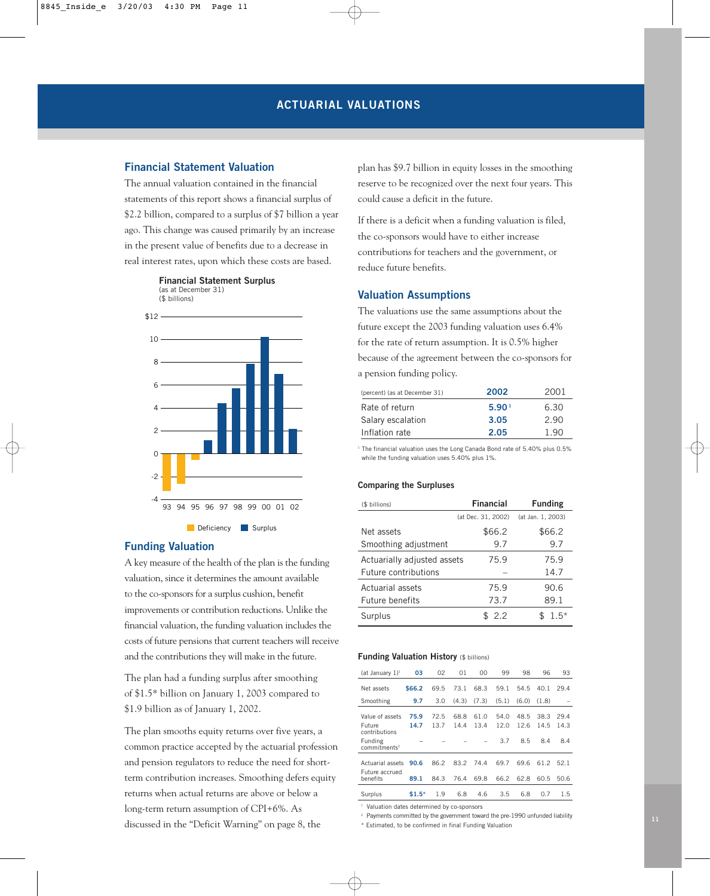# ACTUARIAL VALUATIONS

## Financial Statement Valuation

The annual valuation contained in the financial statements of this report shows a financial surplus of $2.2 billion, compared to a surplus of $7 billion a year ago. This change was caused primarily by an increase in the present value of benefits due to a decrease in real interest rates, upon which these costs are based.

**Financial Statement Surplus**
(as at December 31)
($ billions)

Deficiency / Surplus

## Funding Valuation

A key measure of the health of the plan is the funding valuation, since it determines the amount available to the co-sponsors for a surplus cushion, benefit improvements or contribution reductions. Unlike the financial valuation, the funding valuation includes the costs of future pensions that current teachers will receive and the contributions they will make in the future.

The plan had a funding surplus after smoothing of $1.5* billion on January 1, 2003 compared to $1.9 billion as of January 1, 2002.

The plan smooths equity returns over five years, a common practice accepted by the actuarial profession and pension regulators to reduce the need for short-term contribution increases. Smoothing defers equity returns when actual returns are above or below a long-term return assumption of CPI+6%. As discussed in the "Deficit Warning" on page 8, the plan has $9.7 billion in equity losses in the smoothing reserve to be recognized over the next four years. This could cause a deficit in the future.

If there is a deficit when a funding valuation is filed, the co-sponsors would have to either increase contributions for teachers and the government, or reduce future benefits.

## Valuation Assumptions

The valuations use the same assumptions about the future except the 2003 funding valuation uses 6.4% for the rate of return assumption. It is 0.5% higher because of the agreement between the co-sponsors for a pension funding policy.

| (percent) (as at December 31) | **2002** | 2001 |
|---|---|---|
| Rate of return | **5.90**[1] | 6.30 |
| Salary escalation | **3.05** | 2.90 |
| Inflation rate | **2.05** | 1.90 |

[1] The financial valuation uses the Long Canada Bond rate of 5.40% plus 0.5% while the funding valuation uses 5.40% plus 1%.

### Comparing the Surpluses

| ($ billions) | Financial (at Dec. 31, 2002) | Funding (at Jan. 1, 2003) |
|---|---|---|
| Net assets | $66.2 | $66.2 |
| Smoothing adjustment | 9.7 | 9.7 |
| Actuarially adjusted assets | 75.9 | 75.9 |
| Future contributions | – | 14.7 |
| Actuarial assets | 75.9 | 90.6 |
| Future benefits | 73.7 | 89.1 |
| Surplus | $ 2.2 | $ 1.5* |

### Funding Valuation History ($ billions)

| (at January 1)[1] | **03** | 02 | 01 | 00 | 99 | 98 | 96 | 93 |
|---|---|---|---|---|---|---|---|---|
| Net assets | **$66.2** | 69.5 | 73.1 | 68.3 | 59.1 | 54.5 | 40.1 | 29.4 |
| Smoothing | **9.7** | 3.0 | (4.3) | (7.3) | (5.1) | (6.0) | (1.8) | – |
| Value of assets | **75.9** | 72.5 | 68.8 | 61.0 | 54.0 | 48.5 | 38.3 | 29.4 |
| Future contributions | **14.7** | 13.7 | 14.4 | 13.4 | 12.0 | 12.6 | 14.5 | 14.3 |
| Funding commitments[2] | – | – | – | – | 3.7 | 8.5 | 8.4 | 8.4 |
| Actuarial assets | **90.6** | 86.2 | 83.2 | 74.4 | 69.7 | 69.6 | 61.2 | 52.1 |
| Future accrued benefits | **89.1** | 84.3 | 76.4 | 69.8 | 66.2 | 62.8 | 60.5 | 50.6 |
| Surplus | **$1.5*** | 1.9 | 6.8 | 4.6 | 3.5 | 6.8 | 0.7 | 1.5 |

[1] Valuation dates determined by co-sponsors
[2] Payments committed by the government toward the pre-1990 unfunded liability
* Estimated, to be confirmed in final Funding Valuation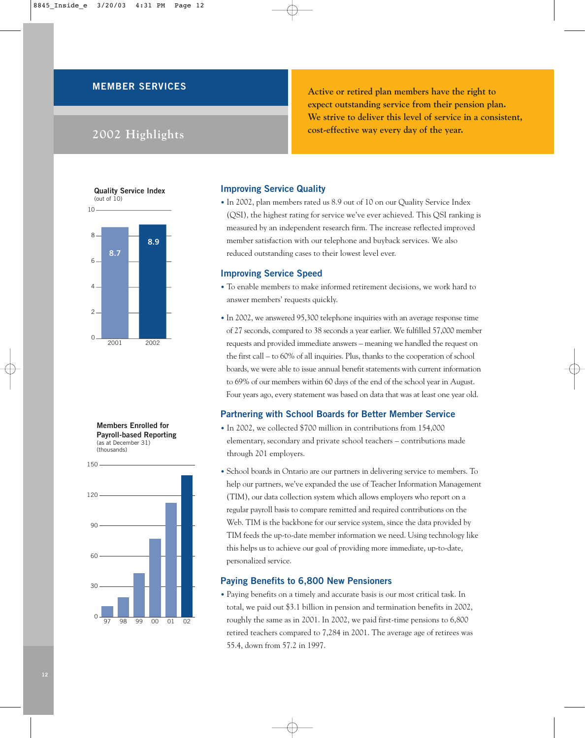# MEMBER SERVICES

## 2002 Highlights

**Active or retired plan members have the right to expect outstanding service from their pension plan. We strive to deliver this level of service in a consistent, cost-effective way every day of the year.**

**Quality Service Index**
(out of 10)

| Year | Score |
|---|---|
| 2001 | 8.7 |
| 2002 | 8.9 |

**Members Enrolled for Payroll-based Reporting**
(as at December 31)
(thousands)

### Improving Service Quality

- In 2002, plan members rated us 8.9 out of 10 on our Quality Service Index (QSI), the highest rating for service we've ever achieved. This QSI ranking is measured by an independent research firm. The increase reflected improved member satisfaction with our telephone and buyback services. We also reduced outstanding cases to their lowest level ever.

### Improving Service Speed

- To enable members to make informed retirement decisions, we work hard to answer members' requests quickly.
- In 2002, we answered 95,300 telephone inquiries with an average response time of 27 seconds, compared to 38 seconds a year earlier. We fulfilled 57,000 member requests and provided immediate answers – meaning we handled the request on the first call – to 60% of all inquiries. Plus, thanks to the cooperation of school boards, we were able to issue annual benefit statements with current information to 69% of our members within 60 days of the end of the school year in August. Four years ago, every statement was based on data that was at least one year old.

### Partnering with School Boards for Better Member Service

- In 2002, we collected $700 million in contributions from 154,000 elementary, secondary and private school teachers – contributions made through 201 employers.
- School boards in Ontario are our partners in delivering service to members. To help our partners, we've expanded the use of Teacher Information Management (TIM), our data collection system which allows employers who report on a regular payroll basis to compare remitted and required contributions on the Web. TIM is the backbone for our service system, since the data provided by TIM feeds the up-to-date member information we need. Using technology like this helps us to achieve our goal of providing more immediate, up-to-date, personalized service.

### Paying Benefits to 6,800 New Pensioners

- Paying benefits on a timely and accurate basis is our most critical task. In total, we paid out $3.1 billion in pension and termination benefits in 2002, roughly the same as in 2001. In 2002, we paid first-time pensions to 6,800 retired teachers compared to 7,284 in 2001. The average age of retirees was 55.4, down from 57.2 in 1997.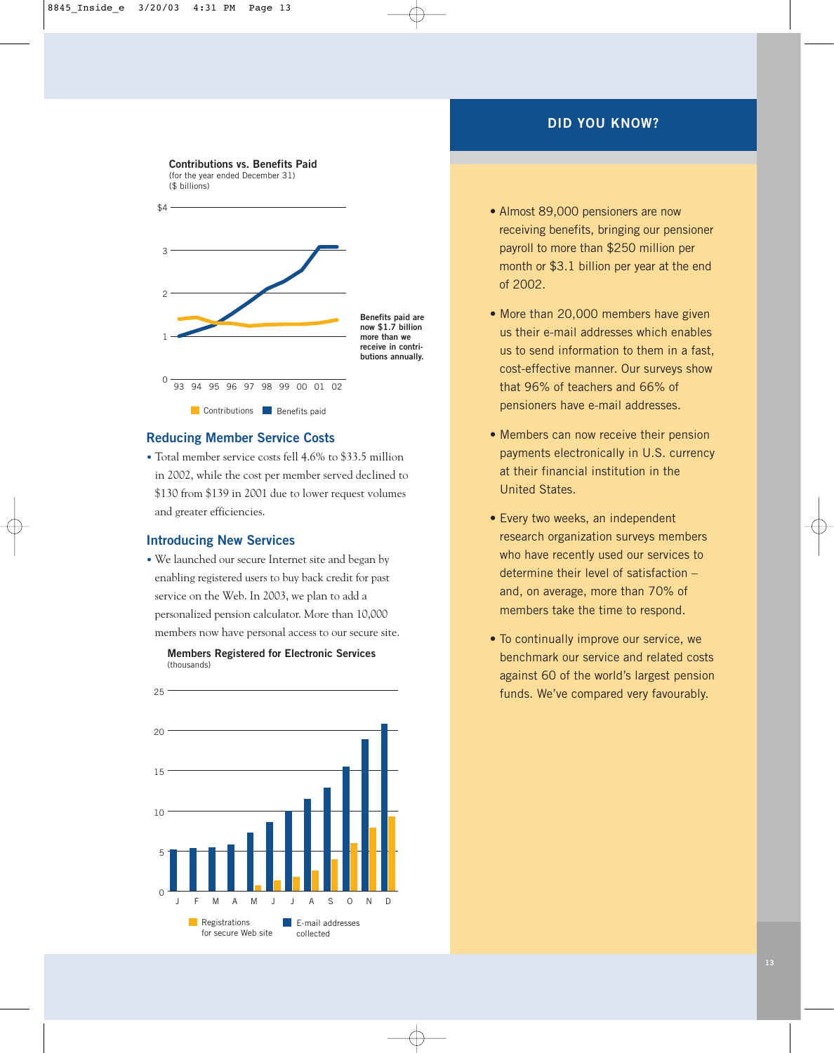**Contributions vs. Benefits Paid**
(for the year ended December 31)
($ billions)

Benefits paid are now $1.7 billion more than we receive in contributions annually.

Contributions | Benefits paid

## Reducing Member Service Costs

- Total member service costs fell 4.6% to $33.5 million in 2002, while the cost per member served declined to $130 from $139 in 2001 due to lower request volumes and greater efficiencies.

## Introducing New Services

- We launched our secure Internet site and began by enabling registered users to buy back credit for past service on the Web. In 2003, we plan to add a personalized pension calculator. More than 10,000 members now have personal access to our secure site.

**Members Registered for Electronic Services**
(thousands)

Registrations for secure Web site | E-mail addresses collected

## DID YOU KNOW?

- Almost 89,000 pensioners are now receiving benefits, bringing our pensioner payroll to more than $250 million per month or $3.1 billion per year at the end of 2002.
- More than 20,000 members have given us their e-mail addresses which enables us to send information to them in a fast, cost-effective manner. Our surveys show that 96% of teachers and 66% of pensioners have e-mail addresses.
- Members can now receive their pension payments electronically in U.S. currency at their financial institution in the United States.
- Every two weeks, an independent research organization surveys members who have recently used our services to determine their level of satisfaction – and, on average, more than 70% of members take the time to respond.
- To continually improve our service, we benchmark our service and related costs against 60 of the world's largest pension funds. We've compared very favourably.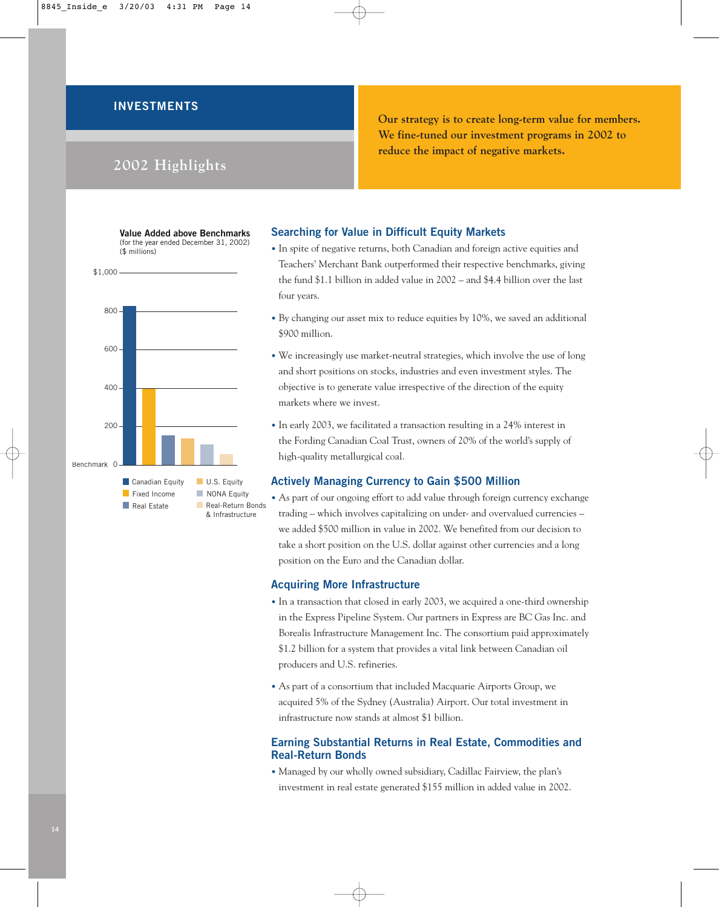# INVESTMENTS

## 2002 Highlights

**Our strategy is to create long-term value for members. We fine-tuned our investment programs in 2002 to reduce the impact of negative markets.**

**Value Added above Benchmarks**
(for the year ended December 31, 2002)
($ millions)

| Category | Value Added ($ millions, approx.) |
|---|---|
| Canadian Equity | ~830 |
| Fixed Income | ~400 |
| Real Estate | ~155 |
| U.S. Equity | ~140 |
| NONA Equity | ~110 |
| Real-Return Bonds & Infrastructure | ~60 |

### Searching for Value in Difficult Equity Markets

- In spite of negative returns, both Canadian and foreign active equities and Teachers' Merchant Bank outperformed their respective benchmarks, giving the fund $1.1 billion in added value in 2002 – and $4.4 billion over the last four years.
- By changing our asset mix to reduce equities by 10%, we saved an additional $900 million.
- We increasingly use market-neutral strategies, which involve the use of long and short positions on stocks, industries and even investment styles. The objective is to generate value irrespective of the direction of the equity markets where we invest.
- In early 2003, we facilitated a transaction resulting in a 24% interest in the Fording Canadian Coal Trust, owners of 20% of the world's supply of high-quality metallurgical coal.

### Actively Managing Currency to Gain $500 Million

- As part of our ongoing effort to add value through foreign currency exchange trading – which involves capitalizing on under- and overvalued currencies – we added $500 million in value in 2002. We benefited from our decision to take a short position on the U.S. dollar against other currencies and a long position on the Euro and the Canadian dollar.

### Acquiring More Infrastructure

- In a transaction that closed in early 2003, we acquired a one-third ownership in the Express Pipeline System. Our partners in Express are BC Gas Inc. and Borealis Infrastructure Management Inc. The consortium paid approximately $1.2 billion for a system that provides a vital link between Canadian oil producers and U.S. refineries.
- As part of a consortium that included Macquarie Airports Group, we acquired 5% of the Sydney (Australia) Airport. Our total investment in infrastructure now stands at almost $1 billion.

### Earning Substantial Returns in Real Estate, Commodities and Real-Return Bonds

- Managed by our wholly owned subsidiary, Cadillac Fairview, the plan's investment in real estate generated $155 million in added value in 2002.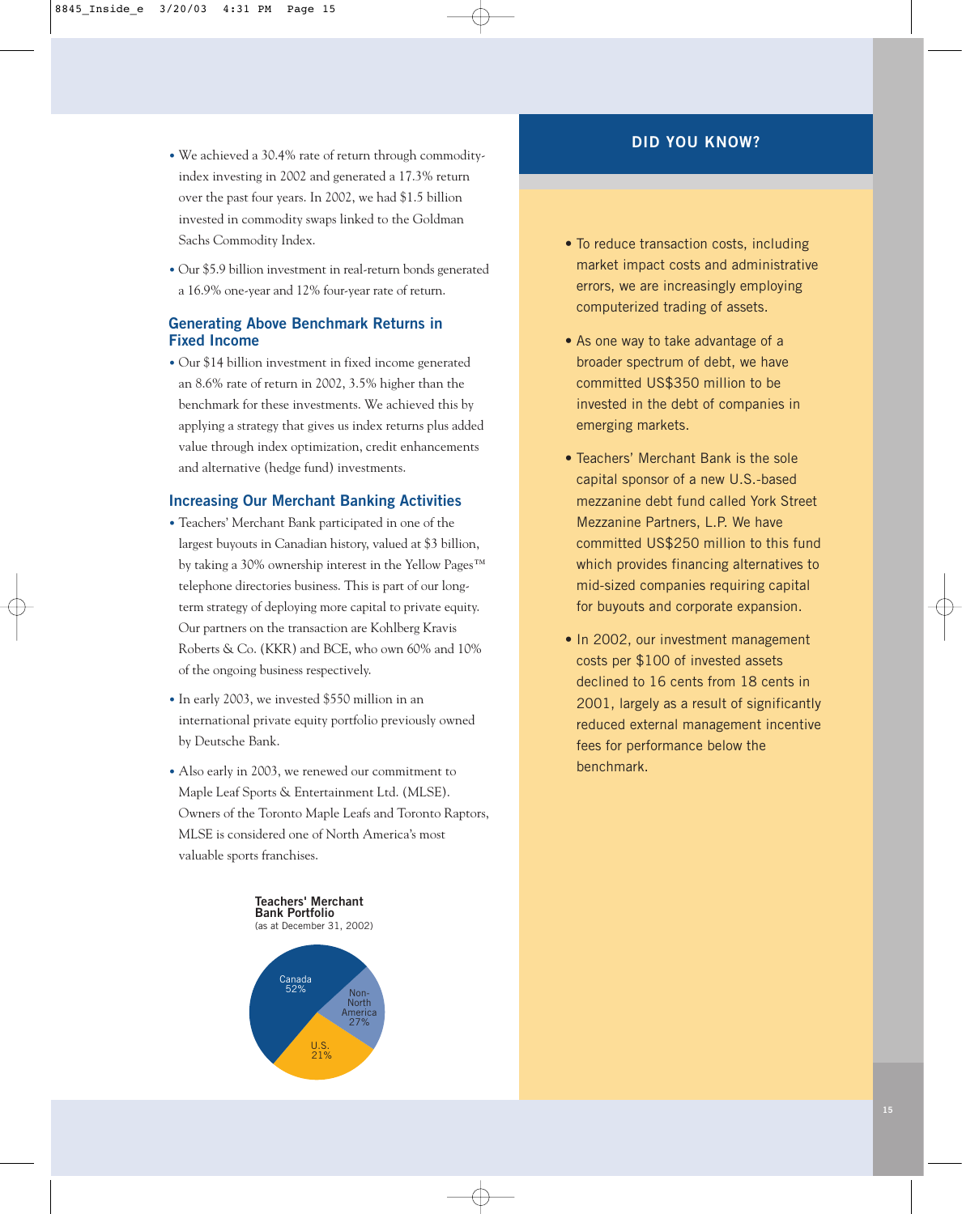- We achieved a 30.4% rate of return through commodity-index investing in 2002 and generated a 17.3% return over the past four years. In 2002, we had $1.5 billion invested in commodity swaps linked to the Goldman Sachs Commodity Index.
- Our $5.9 billion investment in real-return bonds generated a 16.9% one-year and 12% four-year rate of return.

## Generating Above Benchmark Returns in Fixed Income

- Our $14 billion investment in fixed income generated an 8.6% rate of return in 2002, 3.5% higher than the benchmark for these investments. We achieved this by applying a strategy that gives us index returns plus added value through index optimization, credit enhancements and alternative (hedge fund) investments.

## Increasing Our Merchant Banking Activities

- Teachers' Merchant Bank participated in one of the largest buyouts in Canadian history, valued at $3 billion, by taking a 30% ownership interest in the Yellow Pages™ telephone directories business. This is part of our long-term strategy of deploying more capital to private equity. Our partners on the transaction are Kohlberg Kravis Roberts & Co. (KKR) and BCE, who own 60% and 10% of the ongoing business respectively.
- In early 2003, we invested $550 million in an international private equity portfolio previously owned by Deutsche Bank.
- Also early in 2003, we renewed our commitment to Maple Leaf Sports & Entertainment Ltd. (MLSE). Owners of the Toronto Maple Leafs and Toronto Raptors, MLSE is considered one of North America's most valuable sports franchises.

**Teachers' Merchant Bank Portfolio**
(as at December 31, 2002)

| Region | Share |
|---|---|
| Canada | 52% |
| Non-North America | 27% |
| U.S. | 21% |

## DID YOU KNOW?

- To reduce transaction costs, including market impact costs and administrative errors, we are increasingly employing computerized trading of assets.
- As one way to take advantage of a broader spectrum of debt, we have committed US$350 million to be invested in the debt of companies in emerging markets.
- Teachers' Merchant Bank is the sole capital sponsor of a new U.S.-based mezzanine debt fund called York Street Mezzanine Partners, L.P. We have committed US$250 million to this fund which provides financing alternatives to mid-sized companies requiring capital for buyouts and corporate expansion.
- In 2002, our investment management costs per $100 of invested assets declined to 16 cents from 18 cents in 2001, largely as a result of significantly reduced external management incentive fees for performance below the benchmark.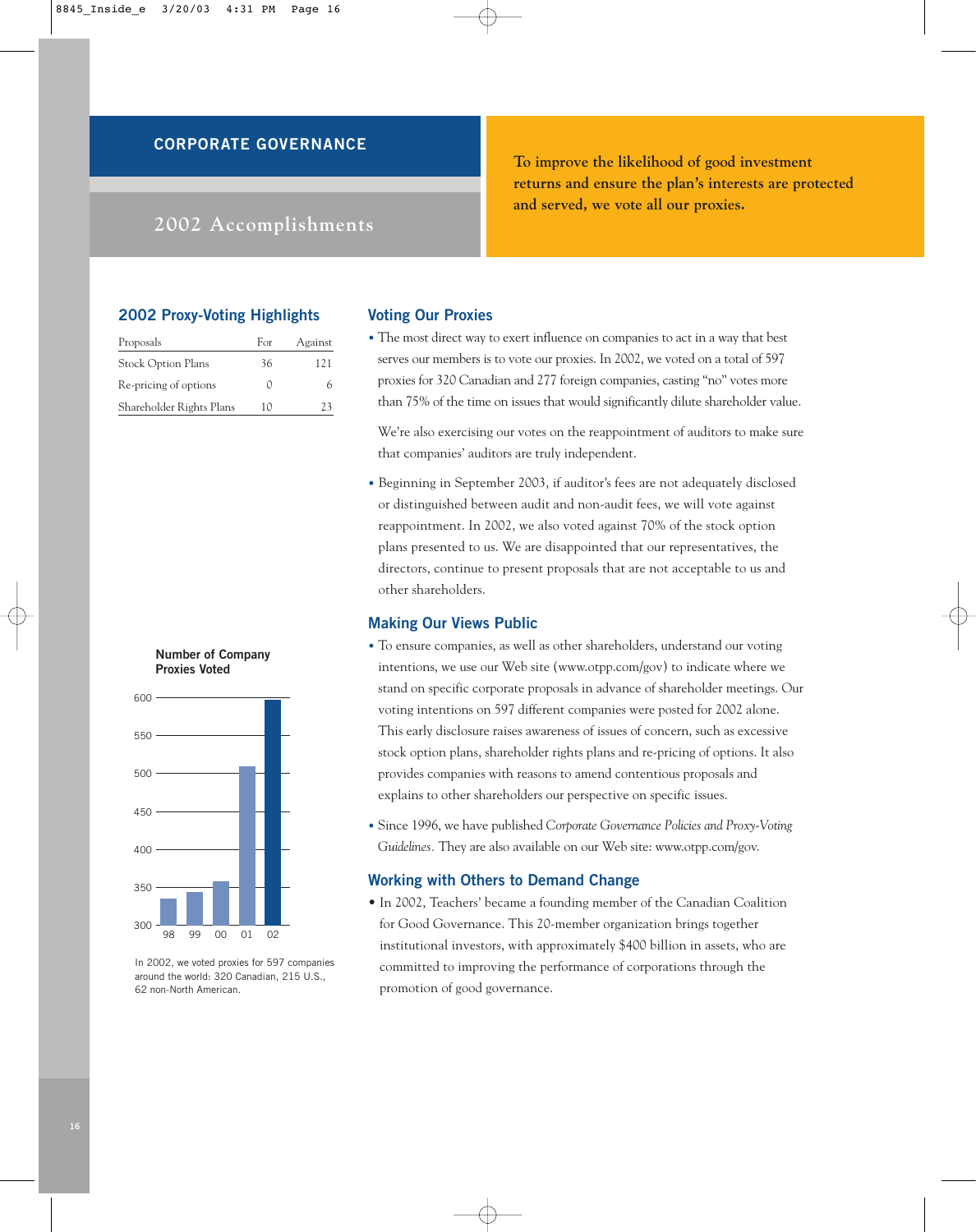## CORPORATE GOVERNANCE

### 2002 Accomplishments

**To improve the likelihood of good investment returns and ensure the plan's interests are protected and served, we vote all our proxies.**

### 2002 Proxy-Voting Highlights

| Proposals | For | Against |
|---|---|---|
| Stock Option Plans | 36 | 121 |
| Re-pricing of options | 0 | 6 |
| Shareholder Rights Plans | 10 | 23 |

**Number of Company Proxies Voted**

| Year | Proxies Voted |
|---|---|
| 98 | ~335 |
| 99 | ~343 |
| 00 | ~357 |
| 01 | ~509 |
| 02 | 597 |

In 2002, we voted proxies for 597 companies around the world: 320 Canadian, 215 U.S., 62 non-North American.

### Voting Our Proxies

- The most direct way to exert influence on companies to act in a way that best serves our members is to vote our proxies. In 2002, we voted on a total of 597 proxies for 320 Canadian and 277 foreign companies, casting "no" votes more than 75% of the time on issues that would significantly dilute shareholder value.

  We're also exercising our votes on the reappointment of auditors to make sure that companies' auditors are truly independent.

- Beginning in September 2003, if auditor's fees are not adequately disclosed or distinguished between audit and non-audit fees, we will vote against reappointment. In 2002, we also voted against 70% of the stock option plans presented to us. We are disappointed that our representatives, the directors, continue to present proposals that are not acceptable to us and other shareholders.

### Making Our Views Public

- To ensure companies, as well as other shareholders, understand our voting intentions, we use our Web site (www.otpp.com/gov) to indicate where we stand on specific corporate proposals in advance of shareholder meetings. Our voting intentions on 597 different companies were posted for 2002 alone. This early disclosure raises awareness of issues of concern, such as excessive stock option plans, shareholder rights plans and re-pricing of options. It also provides companies with reasons to amend contentious proposals and explains to other shareholders our perspective on specific issues.

- Since 1996, we have published *Corporate Governance Policies and Proxy-Voting Guidelines*. They are also available on our Web site: www.otpp.com/gov.

### Working with Others to Demand Change

- In 2002, Teachers' became a founding member of the Canadian Coalition for Good Governance. This 20-member organization brings together institutional investors, with approximately $400 billion in assets, who are committed to improving the performance of corporations through the promotion of good governance.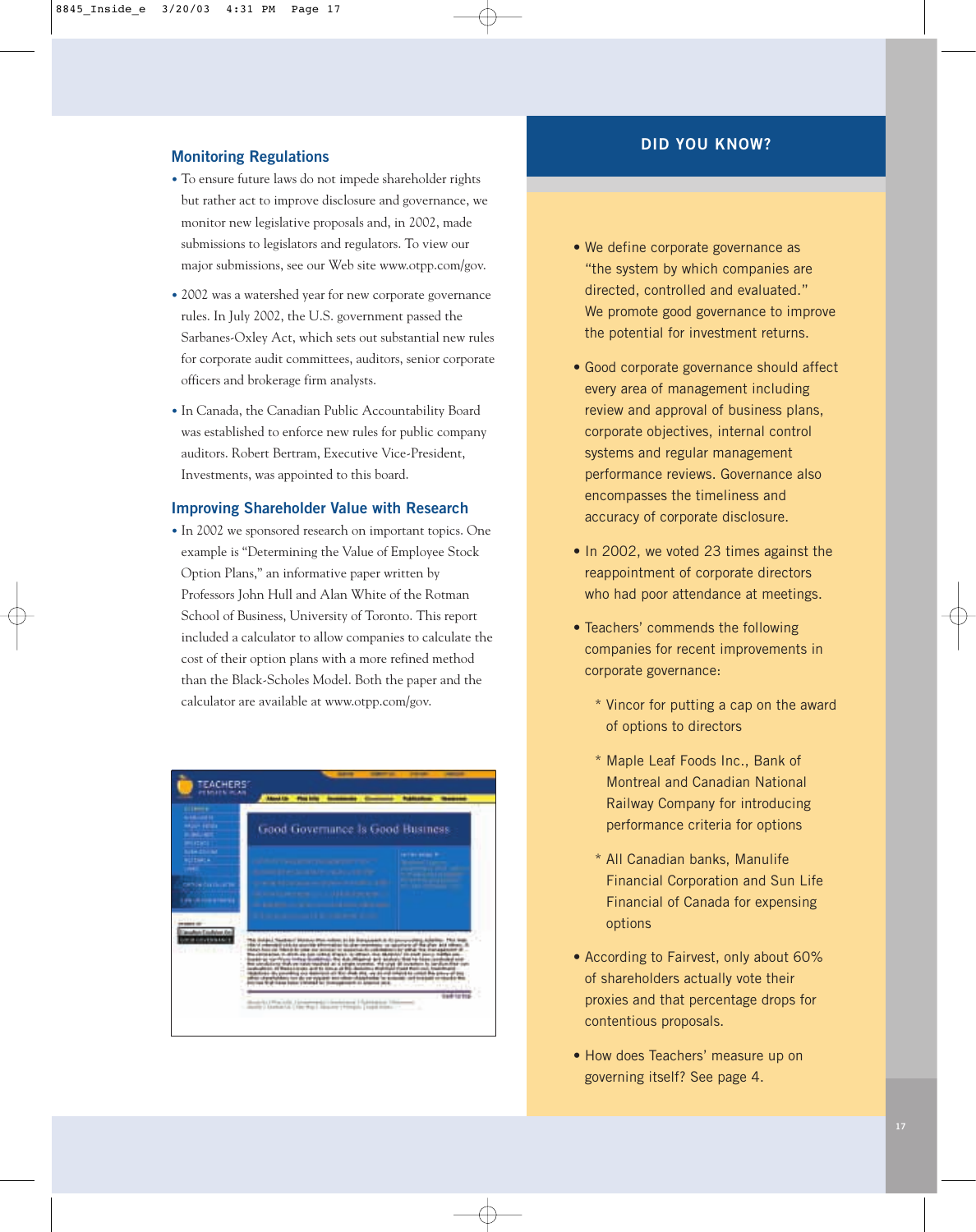## Monitoring Regulations

- To ensure future laws do not impede shareholder rights but rather act to improve disclosure and governance, we monitor new legislative proposals and, in 2002, made submissions to legislators and regulators. To view our major submissions, see our Web site www.otpp.com/gov.
- 2002 was a watershed year for new corporate governance rules. In July 2002, the U.S. government passed the Sarbanes-Oxley Act, which sets out substantial new rules for corporate audit committees, auditors, senior corporate officers and brokerage firm analysts.
- In Canada, the Canadian Public Accountability Board was established to enforce new rules for public company auditors. Robert Bertram, Executive Vice-President, Investments, was appointed to this board.

## Improving Shareholder Value with Research

- In 2002 we sponsored research on important topics. One example is "Determining the Value of Employee Stock Option Plans," an informative paper written by Professors John Hull and Alan White of the Rotman School of Business, University of Toronto. This report included a calculator to allow companies to calculate the cost of their option plans with a more refined method than the Black-Scholes Model. Both the paper and the calculator are available at www.otpp.com/gov.

## DID YOU KNOW?

- We define corporate governance as "the system by which companies are directed, controlled and evaluated." We promote good governance to improve the potential for investment returns.
- Good corporate governance should affect every area of management including review and approval of business plans, corporate objectives, internal control systems and regular management performance reviews. Governance also encompasses the timeliness and accuracy of corporate disclosure.
- In 2002, we voted 23 times against the reappointment of corporate directors who had poor attendance at meetings.
- Teachers' commends the following companies for recent improvements in corporate governance:
  - Vincor for putting a cap on the award of options to directors
  - Maple Leaf Foods Inc., Bank of Montreal and Canadian National Railway Company for introducing performance criteria for options
  - All Canadian banks, Manulife Financial Corporation and Sun Life Financial of Canada for expensing options
- According to Fairvest, only about 60% of shareholders actually vote their proxies and that percentage drops for contentious proposals.
- How does Teachers' measure up on governing itself? See page 4.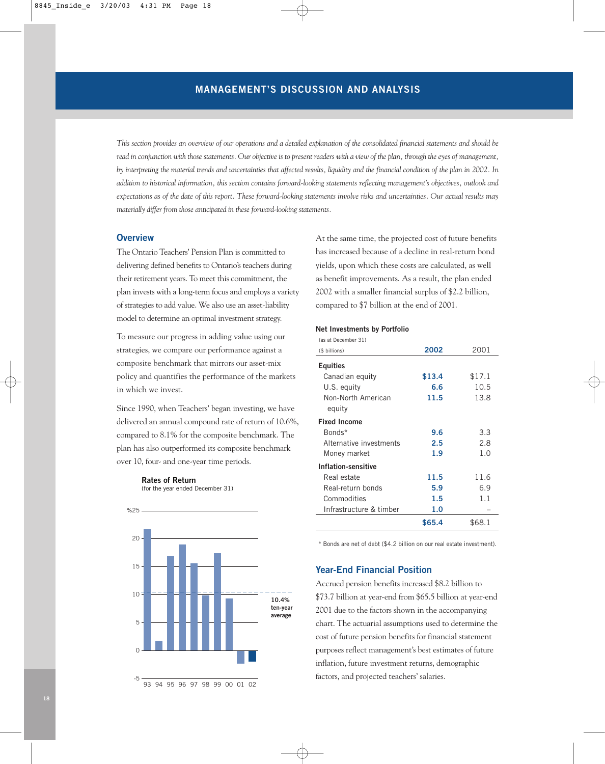# MANAGEMENT'S DISCUSSION AND ANALYSIS

*This section provides an overview of our operations and a detailed explanation of the consolidated financial statements and should be read in conjunction with those statements. Our objective is to present readers with a view of the plan, through the eyes of management, by interpreting the material trends and uncertainties that affected results, liquidity and the financial condition of the plan in 2002. In addition to historical information, this section contains forward-looking statements reflecting management's objectives, outlook and expectations as of the date of this report. These forward-looking statements involve risks and uncertainties. Our actual results may materially differ from those anticipated in these forward-looking statements.*

## Overview

The Ontario Teachers' Pension Plan is committed to delivering defined benefits to Ontario's teachers during their retirement years. To meet this commitment, the plan invests with a long-term focus and employs a variety of strategies to add value. We also use an asset-liability model to determine an optimal investment strategy.

To measure our progress in adding value using our strategies, we compare our performance against a composite benchmark that mirrors our asset-mix policy and quantifies the performance of the markets in which we invest.

Since 1990, when Teachers' began investing, we have delivered an annual compound rate of return of 10.6%, compared to 8.1% for the composite benchmark. The plan has also outperformed its composite benchmark over 10, four- and one-year time periods.

**Rates of Return**
(for the year ended December 31)

| Year | 93 | 94 | 95 | 96 | 97 | 98 | 99 | 00 | 01 | 02 |
|---|---|---|---|---|---|---|---|---|---|---|

10.4% ten-year average

At the same time, the projected cost of future benefits has increased because of a decline in real-return bond yields, upon which these costs are calculated, as well as benefit improvements. As a result, the plan ended 2002 with a smaller financial surplus of $2.2 billion, compared to $7 billion at the end of 2001.

**Net Investments by Portfolio**
(as at December 31)

| ($ billions) | 2002 | 2001 |
|---|---|---|
| **Equities** | | |
| Canadian equity | $13.4 | $17.1 |
| U.S. equity | 6.6 | 10.5 |
| Non-North American equity | 11.5 | 13.8 |
| **Fixed Income** | | |
| Bonds* | 9.6 | 3.3 |
| Alternative investments | 2.5 | 2.8 |
| Money market | 1.9 | 1.0 |
| **Inflation-sensitive** | | |
| Real estate | 11.5 | 11.6 |
| Real-return bonds | 5.9 | 6.9 |
| Commodities | 1.5 | 1.1 |
| Infrastructure & timber | 1.0 | – |
| | $65.4 | $68.1 |

\* Bonds are net of debt ($4.2 billion on our real estate investment).

## Year-End Financial Position

Accrued pension benefits increased $8.2 billion to $73.7 billion at year-end from $65.5 billion at year-end 2001 due to the factors shown in the accompanying chart. The actuarial assumptions used to determine the cost of future pension benefits for financial statement purposes reflect management's best estimates of future inflation, future investment returns, demographic factors, and projected teachers' salaries.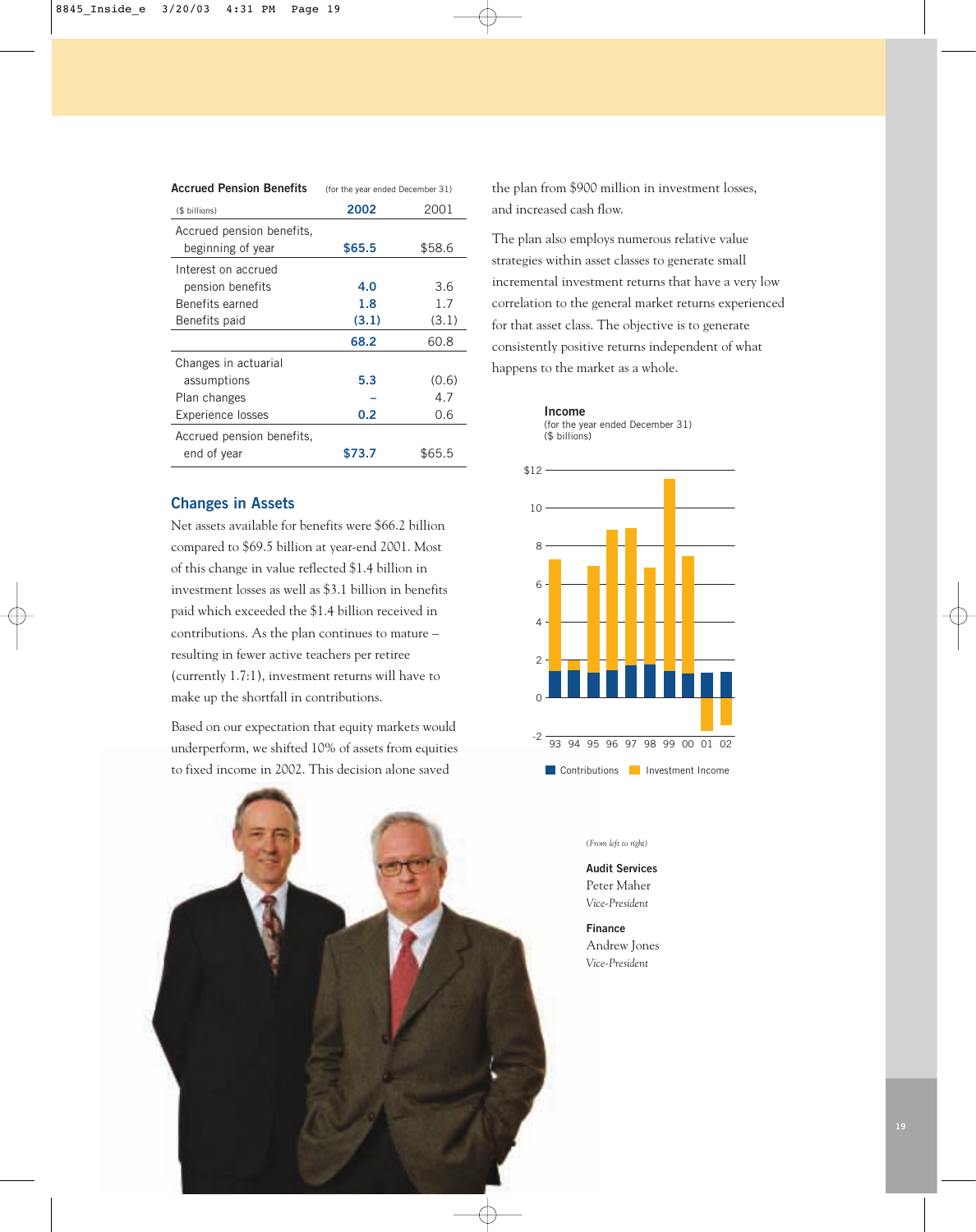**Accued Pension Benefits** (for the year ended December 31)

| ($ billions) | 2002 | 2001 |
|---|---|---|
| Accrued pension benefits, beginning of year | $65.5 | $58.6 |
| Interest on accrued pension benefits | 4.0 | 3.6 |
| Benefits earned | 1.8 | 1.7 |
| Benefits paid | (3.1) | (3.1) |
| | 68.2 | 60.8 |
| Changes in actuarial assumptions | 5.3 | (0.6) |
| Plan changes | – | 4.7 |
| Experience losses | 0.2 | 0.6 |
| Accrued pension benefits, end of year | $73.7 | $65.5 |

## Changes in Assets

Net assets available for benefits were $66.2 billion compared to $69.5 billion at year-end 2001. Most of this change in value reflected $1.4 billion in investment losses as well as $3.1 billion in benefits paid which exceeded the $1.4 billion received in contributions. As the plan continues to mature – resulting in fewer active teachers per retiree (currently 1.7:1), investment returns will have to make up the shortfall in contributions.

Based on our expectation that equity markets would underperform, we shifted 10% of assets from equities to fixed income in 2002. This decision alone saved the plan from $900 million in investment losses, and increased cash flow.

The plan also employs numerous relative value strategies within asset classes to generate small incremental investment returns that have a very low correlation to the general market returns experienced for that asset class. The objective is to generate consistently positive returns independent of what happens to the market as a whole.

**Income**
(for the year ended December 31)
($ billions)

Contributions / Investment Income — 93, 94, 95, 96, 97, 98, 99, 00, 01, 02

*(From left to right)*

**Audit Services**
Peter Maher
*Vice-President*

**Finance**
Andrew Jones
*Vice-President*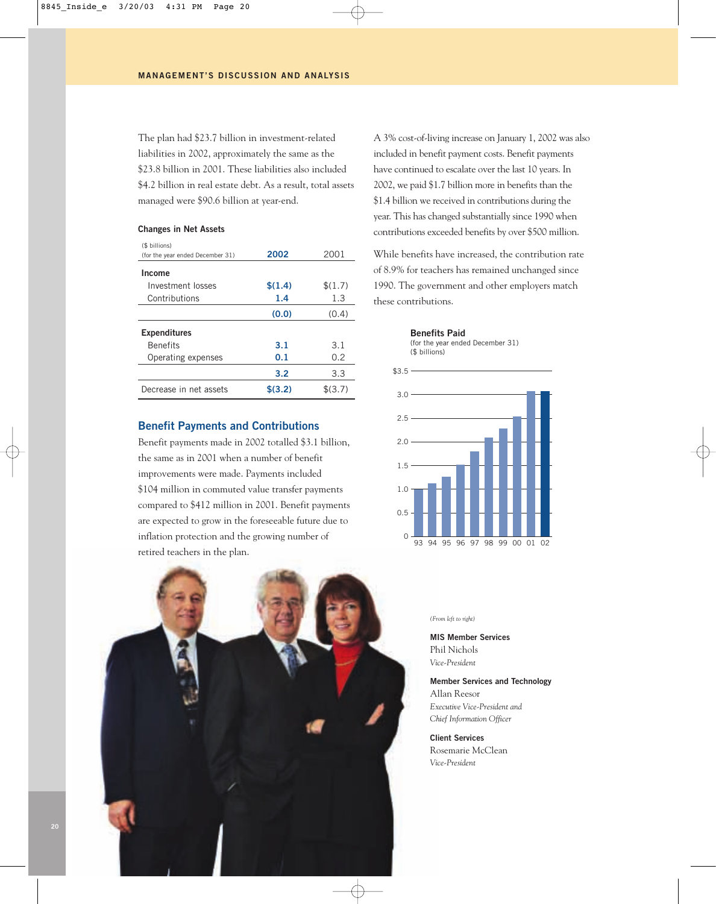## MANAGEMENT'S DISCUSSION AND ANALYSIS

The plan had $23.7 billion in investment-related liabilities in 2002, approximately the same as the $23.8 billion in 2001. These liabilities also included $4.2 billion in real estate debt. As a result, total assets managed were $90.6 billion at year-end.

**Changes in Net Assets**

| ($ billions)<br>(for the year ended December 31) | 2002 | 2001 |
|---|---|---|
| **Income** | | |
| Investment losses | $(1.4) | $(1.7) |
| Contributions | 1.4 | 1.3 |
| | (0.0) | (0.4) |
| **Expenditures** | | |
| Benefits | 3.1 | 3.1 |
| Operating expenses | 0.1 | 0.2 |
| | 3.2 | 3.3 |
| Decrease in net assets | $(3.2) | $(3.7) |

### Benefit Payments and Contributions

Benefit payments made in 2002 totalled $3.1 billion, the same as in 2001 when a number of benefit improvements were made. Payments included $104 million in commuted value transfer payments compared to $412 million in 2001. Benefit payments are expected to grow in the foreseeable future due to inflation protection and the growing number of retired teachers in the plan.

A 3% cost-of-living increase on January 1, 2002 was also included in benefit payment costs. Benefit payments have continued to escalate over the last 10 years. In 2002, we paid $1.7 billion more in benefits than the $1.4 billion we received in contributions during the year. This has changed substantially since 1990 when contributions exceeded benefits by over $500 million.

While benefits have increased, the contribution rate of 8.9% for teachers has remained unchanged since 1990. The government and other employers match these contributions.

**Benefits Paid**
(for the year ended December 31)
($ billions)

(From left to right)

**MIS Member Services**
Phil Nichols
*Vice-President*

**Member Services and Technology**
Allan Reesor
*Executive Vice-President and Chief Information Officer*

**Client Services**
Rosemarie McClean
*Vice-President*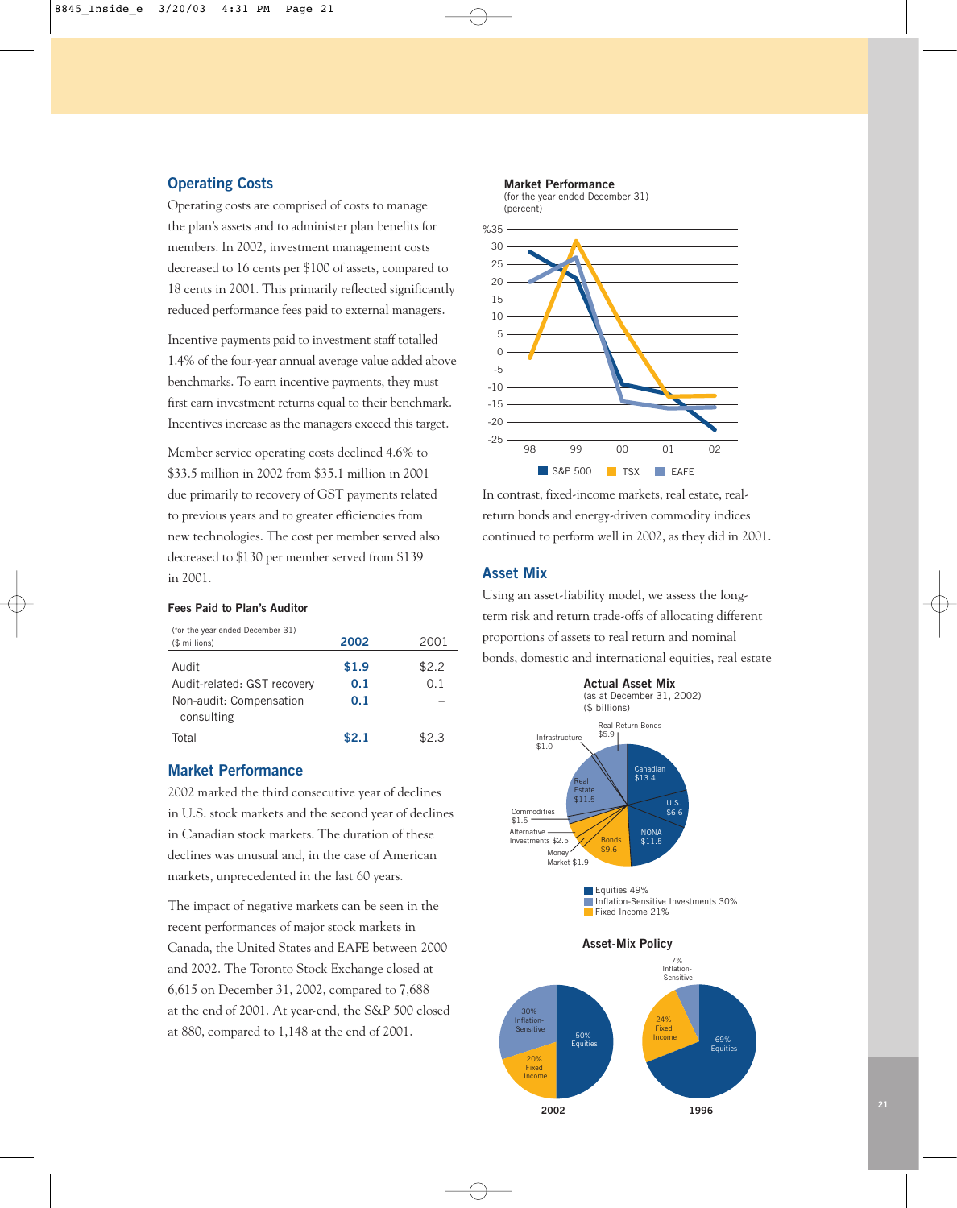## Operating Costs

Operating costs are comprised of costs to manage the plan's assets and to administer plan benefits for members. In 2002, investment management costs decreased to 16 cents per $100 of assets, compared to 18 cents in 2001. This primarily reflected significantly reduced performance fees paid to external managers.

Incentive payments paid to investment staff totalled 1.4% of the four-year annual average value added above benchmarks. To earn incentive payments, they must first earn investment returns equal to their benchmark. Incentives increase as the managers exceed this target.

Member service operating costs declined 4.6% to $33.5 million in 2002 from $35.1 million in 2001 due primarily to recovery of GST payments related to previous years and to greater efficiencies from new technologies. The cost per member served also decreased to $130 per member served from $139 in 2001.

### Fees Paid to Plan's Auditor

| (for the year ended December 31) ($ millions) | **2002** | 2001 |
|---|---|---|
| Audit | **$1.9** | $2.2 |
| Audit-related: GST recovery | **0.1** | 0.1 |
| Non-audit: Compensation consulting | **0.1** | – |
| Total | **$2.1** | $2.3 |

## Market Performance

2002 marked the third consecutive year of declines in U.S. stock markets and the second year of declines in Canadian stock markets. The duration of these declines was unusual and, in the case of American markets, unprecedented in the last 60 years.

The impact of negative markets can be seen in the recent performances of major stock markets in Canada, the United States and EAFE between 2000 and 2002. The Toronto Stock Exchange closed at 6,615 on December 31, 2002, compared to 7,688 at the end of 2001. At year-end, the S&P 500 closed at 880, compared to 1,148 at the end of 2001.

**Market Performance**
(for the year ended December 31)
(percent)

In contrast, fixed-income markets, real estate, real-return bonds and energy-driven commodity indices continued to perform well in 2002, as they did in 2001.

## Asset Mix

Using an asset-liability model, we assess the long-term risk and return trade-offs of allocating different proportions of assets to real return and nominal bonds, domestic and international equities, real estate

**Actual Asset Mix**
(as at December 31, 2002)
($ billions)

Canadian $13.4; U.S. $6.6; NONA $11.5; Bonds $9.6; Money Market $1.9; Alternative Investments $2.5; Commodities $1.5; Real Estate $11.5; Infrastructure $1.0; Real-Return Bonds $5.9

Equities 49%
Inflation-Sensitive Investments 30%
Fixed Income 21%

**Asset-Mix Policy**

2002: 50% Equities; 30% Inflation-Sensitive; 20% Fixed Income

1996: 69% Equities; 24% Fixed Income; 7% Inflation-Sensitive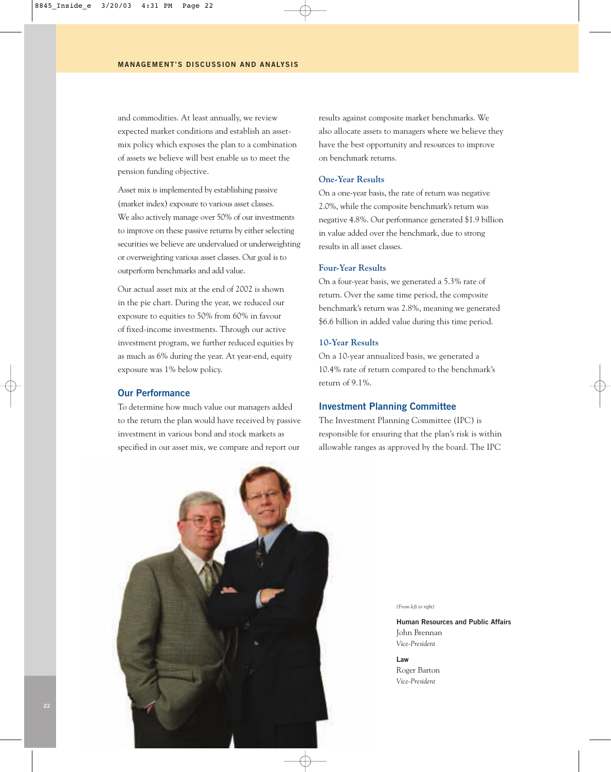and commodities. At least annually, we review expected market conditions and establish an asset-mix policy which exposes the plan to a combination of assets we believe will best enable us to meet the pension funding objective.

Asset mix is implemented by establishing passive (market index) exposure to various asset classes. We also actively manage over 50% of our investments to improve on these passive returns by either selecting securities we believe are undervalued or underweighting or overweighting various asset classes. Our goal is to outperform benchmarks and add value.

Our actual asset mix at the end of 2002 is shown in the pie chart. During the year, we reduced our exposure to equities to 50% from 60% in favour of fixed-income investments. Through our active investment program, we further reduced equities by as much as 6% during the year. At year-end, equity exposure was 1% below policy.

## Our Performance

To determine how much value our managers added to the return the plan would have received by passive investment in various bond and stock markets as specified in our asset mix, we compare and report our results against composite market benchmarks. We also allocate assets to managers where we believe they have the best opportunity and resources to improve on benchmark returns.

### One-Year Results

On a one-year basis, the rate of return was negative 2.0%, while the composite benchmark's return was negative 4.8%. Our performance generated $1.9 billion in value added over the benchmark, due to strong results in all asset classes.

### Four-Year Results

On a four-year basis, we generated a 5.3% rate of return. Over the same time period, the composite benchmark's return was 2.8%, meaning we generated $6.6 billion in added value during this time period.

### 10-Year Results

On a 10-year annualized basis, we generated a 10.4% rate of return compared to the benchmark's return of 9.1%.

## Investment Planning Committee

The Investment Planning Committee (IPC) is responsible for ensuring that the plan's risk is within allowable ranges as approved by the board. The IPC

*(From left to right)*

**Human Resources and Public Affairs**
John Brennan
*Vice-President*

**Law**
Roger Barton
*Vice-President*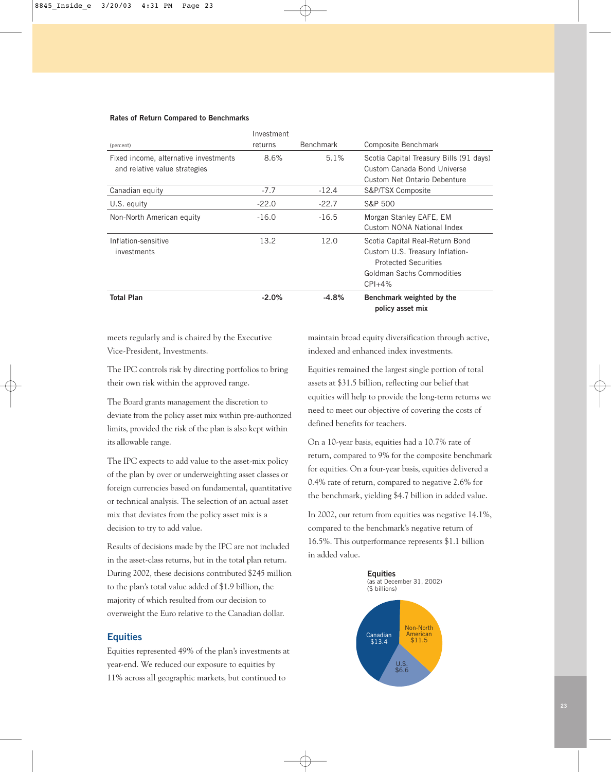**Rates of Return Compared to Benchmarks**

| (percent) | Investment returns | Benchmark | Composite Benchmark |
|---|---|---|---|
| Fixed income, alternative investments and relative value strategies | 8.6% | 5.1% | Scotia Capital Treasury Bills (91 days)<br>Custom Canada Bond Universe<br>Custom Net Ontario Debenture |
| Canadian equity | -7.7 | -12.4 | S&P/TSX Composite |
| U.S. equity | -22.0 | -22.7 | S&P 500 |
| Non-North American equity | -16.0 | -16.5 | Morgan Stanley EAFE, EM<br>Custom NONA National Index |
| Inflation-sensitive investments | 13.2 | 12.0 | Scotia Capital Real-Return Bond<br>Custom U.S. Treasury Inflation-Protected Securities<br>Goldman Sachs Commodities<br>CPI+4% |
| **Total Plan** | **-2.0%** | **-4.8%** | **Benchmark weighted by the policy asset mix** |

meets regularly and is chaired by the Executive Vice-President, Investments.

The IPC controls risk by directing portfolios to bring their own risk within the approved range.

The Board grants management the discretion to deviate from the policy asset mix within pre-authorized limits, provided the risk of the plan is also kept within its allowable range.

The IPC expects to add value to the asset-mix policy of the plan by over or underweighting asset classes or foreign currencies based on fundamental, quantitative or technical analysis. The selection of an actual asset mix that deviates from the policy asset mix is a decision to try to add value.

Results of decisions made by the IPC are not included in the asset-class returns, but in the total plan return. During 2002, these decisions contributed $245 million to the plan's total value added of $1.9 billion, the majority of which resulted from our decision to overweight the Euro relative to the Canadian dollar.

## Equities

Equities represented 49% of the plan's investments at year-end. We reduced our exposure to equities by 11% across all geographic markets, but continued to maintain broad equity diversification through active, indexed and enhanced index investments.

Equities remained the largest single portion of total assets at $31.5 billion, reflecting our belief that equities will help to provide the long-term returns we need to meet our objective of covering the costs of defined benefits for teachers.

On a 10-year basis, equities had a 10.7% rate of return, compared to 9% for the composite benchmark for equities. On a four-year basis, equities delivered a 0.4% rate of return, compared to negative 2.6% for the benchmark, yielding $4.7 billion in added value.

In 2002, our return from equities was negative 14.1%, compared to the benchmark's negative return of 16.5%. This outperformance represents $1.1 billion in added value.

**Equities**
(as at December 31, 2002)
($ billions)

| Segment | Value |
|---|---|
| Canadian | $13.4 |
| U.S. | $6.6 |
| Non-North American | $11.5 |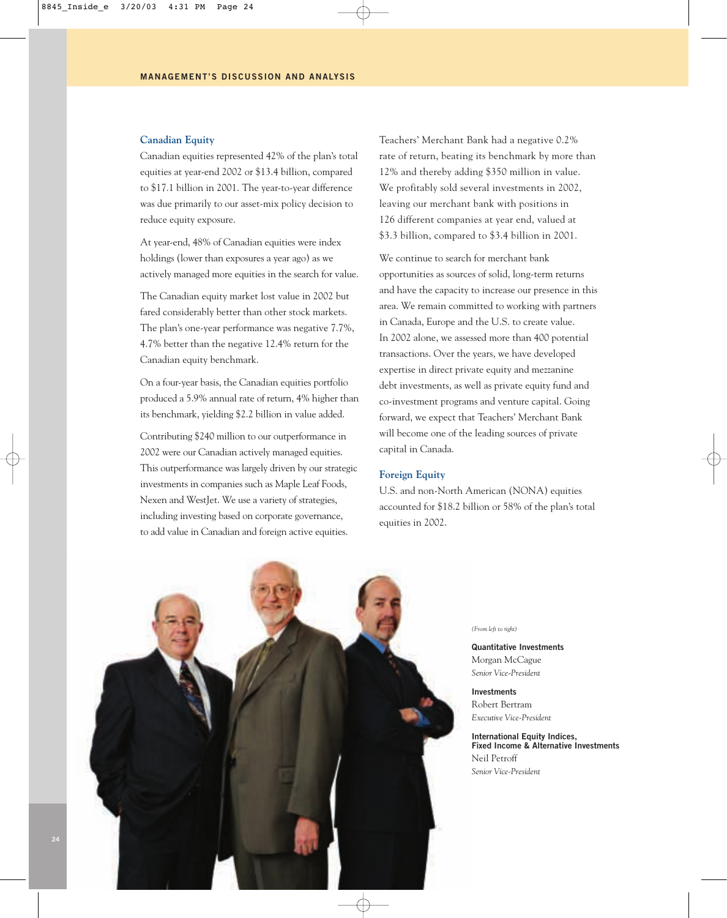## Canadian Equity

Canadian equities represented 42% of the plan's total equities at year-end 2002 or $13.4 billion, compared to $17.1 billion in 2001. The year-to-year difference was due primarily to our asset-mix policy decision to reduce equity exposure.

At year-end, 48% of Canadian equities were index holdings (lower than exposures a year ago) as we actively managed more equities in the search for value.

The Canadian equity market lost value in 2002 but fared considerably better than other stock markets. The plan's one-year performance was negative 7.7%, 4.7% better than the negative 12.4% return for the Canadian equity benchmark.

On a four-year basis, the Canadian equities portfolio produced a 5.9% annual rate of return, 4% higher than its benchmark, yielding $2.2 billion in value added.

Contributing $240 million to our outperformance in 2002 were our Canadian actively managed equities. This outperformance was largely driven by our strategic investments in companies such as Maple Leaf Foods, Nexen and WestJet. We use a variety of strategies, including investing based on corporate governance, to add value in Canadian and foreign active equities.

Teachers' Merchant Bank had a negative 0.2% rate of return, beating its benchmark by more than 12% and thereby adding $350 million in value. We profitably sold several investments in 2002, leaving our merchant bank with positions in 126 different companies at year end, valued at $3.3 billion, compared to $3.4 billion in 2001.

We continue to search for merchant bank opportunities as sources of solid, long-term returns and have the capacity to increase our presence in this area. We remain committed to working with partners in Canada, Europe and the U.S. to create value. In 2002 alone, we assessed more than 400 potential transactions. Over the years, we have developed expertise in direct private equity and mezzanine debt investments, as well as private equity fund and co-investment programs and venture capital. Going forward, we expect that Teachers' Merchant Bank will become one of the leading sources of private capital in Canada.

## Foreign Equity

U.S. and non-North American (NONA) equities accounted for $18.2 billion or 58% of the plan's total equities in 2002.

*(From left to right)*

**Quantitative Investments**
Morgan McCague
*Senior Vice-President*

**Investments**
Robert Bertram
*Executive Vice-President*

**International Equity Indices, Fixed Income & Alternative Investments**
Neil Petroff
*Senior Vice-President*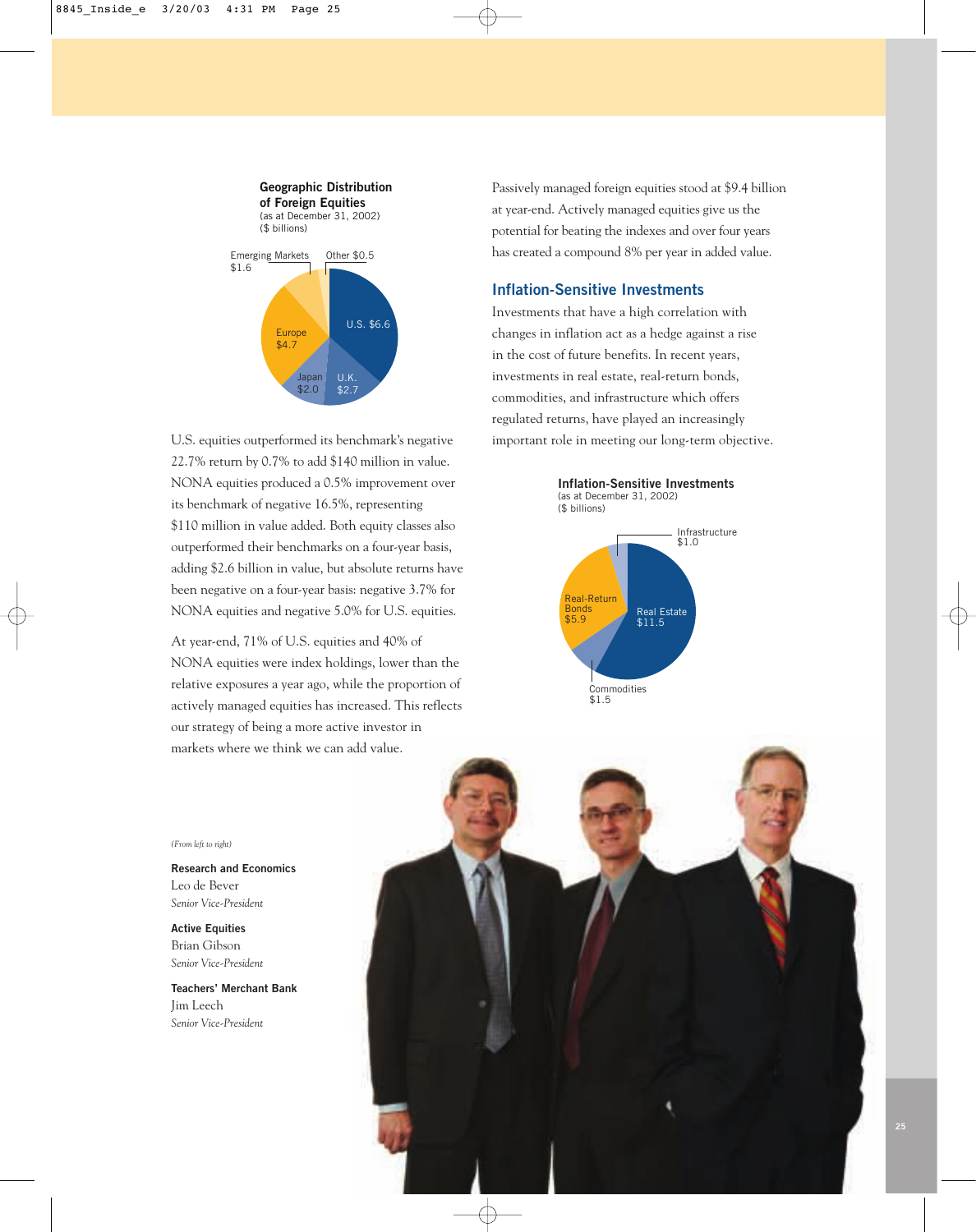**Geographic Distribution of Foreign Equities**
(as at December 31, 2002)
($ billions)

| Region | $ billions |
|---|---|
| U.S. | $6.6 |
| U.K. | $2.7 |
| Japan | $2.0 |
| Europe | $4.7 |
| Emerging Markets | $1.6 |
| Other | $0.5 |

U.S. equities outperformed its benchmark's negative 22.7% return by 0.7% to add $140 million in value. NONA equities produced a 0.5% improvement over its benchmark of negative 16.5%, representing $110 million in value added. Both equity classes also outperformed their benchmarks on a four-year basis, adding $2.6 billion in value, but absolute returns have been negative on a four-year basis: negative 3.7% for NONA equities and negative 5.0% for U.S. equities.

At year-end, 71% of U.S. equities and 40% of NONA equities were index holdings, lower than the relative exposures a year ago, while the proportion of actively managed equities has increased. This reflects our strategy of being a more active investor in markets where we think we can add value.

Passively managed foreign equities stood at $9.4 billion at year-end. Actively managed equities give us the potential for beating the indexes and over four years has created a compound 8% per year in added value.

## Inflation-Sensitive Investments

Investments that have a high correlation with changes in inflation act as a hedge against a rise in the cost of future benefits. In recent years, investments in real estate, real-return bonds, commodities, and infrastructure which offers regulated returns, have played an increasingly important role in meeting our long-term objective.

**Inflation-Sensitive Investments**
(as at December 31, 2002)
($ billions)

| Investment | $ billions |
|---|---|
| Real Estate | $11.5 |
| Commodities | $1.5 |
| Real-Return Bonds | $5.9 |
| Infrastructure | $1.0 |

*(From left to right)*

**Research and Economics**
Leo de Bever
*Senior Vice-President*

**Active Equities**
Brian Gibson
*Senior Vice-President*

**Teachers' Merchant Bank**
Jim Leech
*Senior Vice-President*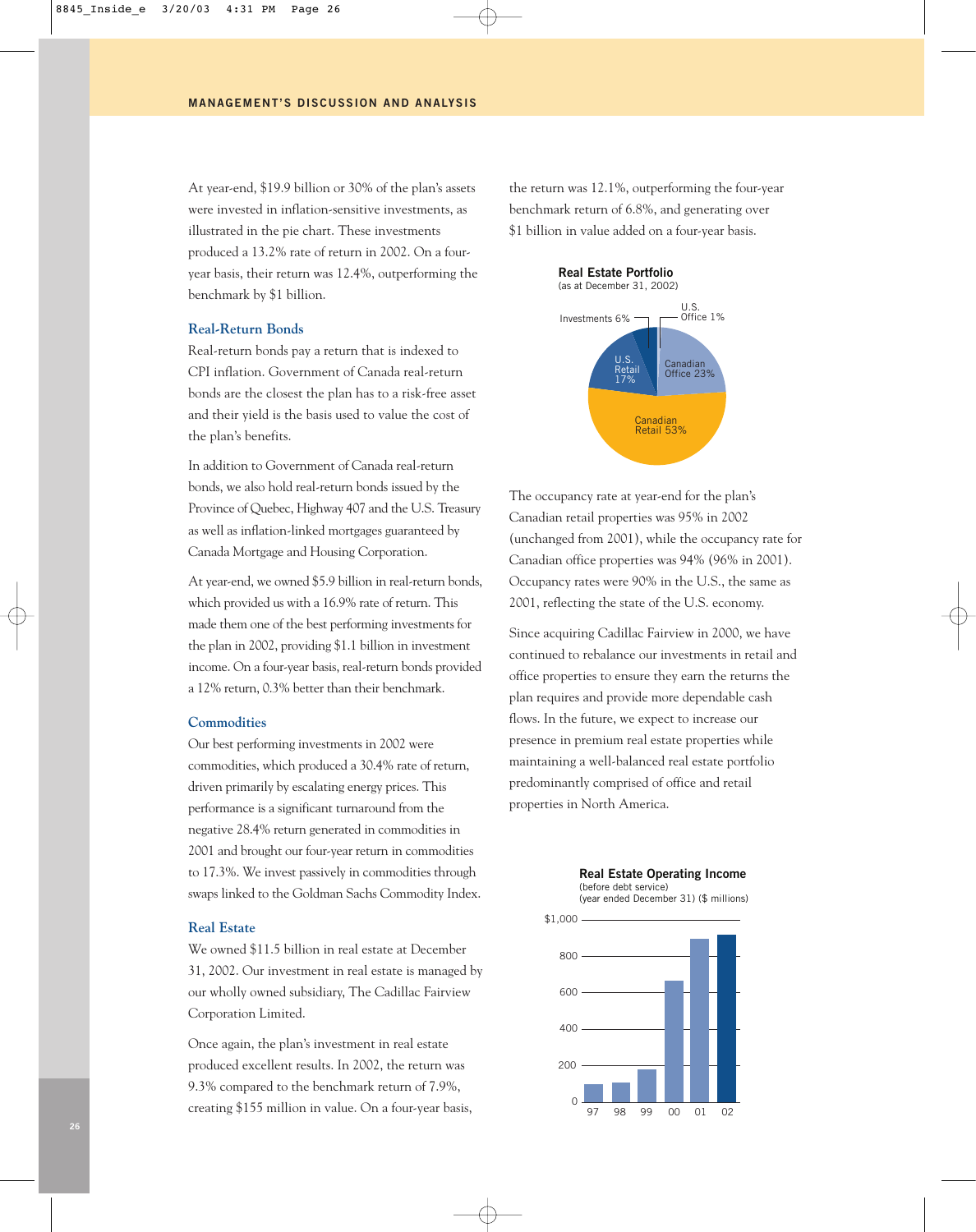## MANAGEMENT'S DISCUSSION AND ANALYSIS

At year-end, $19.9 billion or 30% of the plan's assets were invested in inflation-sensitive investments, as illustrated in the pie chart. These investments produced a 13.2% rate of return in 2002. On a four-year basis, their return was 12.4%, outperforming the benchmark by $1 billion.

### Real-Return Bonds

Real-return bonds pay a return that is indexed to CPI inflation. Government of Canada real-return bonds are the closest the plan has to a risk-free asset and their yield is the basis used to value the cost of the plan's benefits.

In addition to Government of Canada real-return bonds, we also hold real-return bonds issued by the Province of Quebec, Highway 407 and the U.S. Treasury as well as inflation-linked mortgages guaranteed by Canada Mortgage and Housing Corporation.

At year-end, we owned $5.9 billion in real-return bonds, which provided us with a 16.9% rate of return. This made them one of the best performing investments for the plan in 2002, providing $1.1 billion in investment income. On a four-year basis, real-return bonds provided a 12% return, 0.3% better than their benchmark.

### Commodities

Our best performing investments in 2002 were commodities, which produced a 30.4% rate of return, driven primarily by escalating energy prices. This performance is a significant turnaround from the negative 28.4% return generated in commodities in 2001 and brought our four-year return in commodities to 17.3%. We invest passively in commodities through swaps linked to the Goldman Sachs Commodity Index.

### Real Estate

We owned $11.5 billion in real estate at December 31, 2002. Our investment in real estate is managed by our wholly owned subsidiary, The Cadillac Fairview Corporation Limited.

Once again, the plan's investment in real estate produced excellent results. In 2002, the return was 9.3% compared to the benchmark return of 7.9%, creating $155 million in value. On a four-year basis, the return was 12.1%, outperforming the four-year benchmark return of 6.8%, and generating over $1 billion in value added on a four-year basis.

**Real Estate Portfolio**
(as at December 31, 2002)

| Segment | % |
|---|---|
| Canadian Retail | 53% |
| Canadian Office | 23% |
| U.S. Retail | 17% |
| Investments | 6% |
| U.S. Office | 1% |

The occupancy rate at year-end for the plan's Canadian retail properties was 95% in 2002 (unchanged from 2001), while the occupancy rate for Canadian office properties was 94% (96% in 2001). Occupancy rates were 90% in the U.S., the same as 2001, reflecting the state of the U.S. economy.

Since acquiring Cadillac Fairview in 2000, we have continued to rebalance our investments in retail and office properties to ensure they earn the returns the plan requires and provide more dependable cash flows. In the future, we expect to increase our presence in premium real estate properties while maintaining a well-balanced real estate portfolio predominantly comprised of office and retail properties in North America.

**Real Estate Operating Income**
(before debt service)
(year ended December 31) ($ millions)

| Year | 97 | 98 | 99 | 00 | 01 | 02 |
|---|---|---|---|---|---|---|
| Approx. ($ millions) | ~100 | ~110 | ~180 | ~670 | ~900 | ~920 |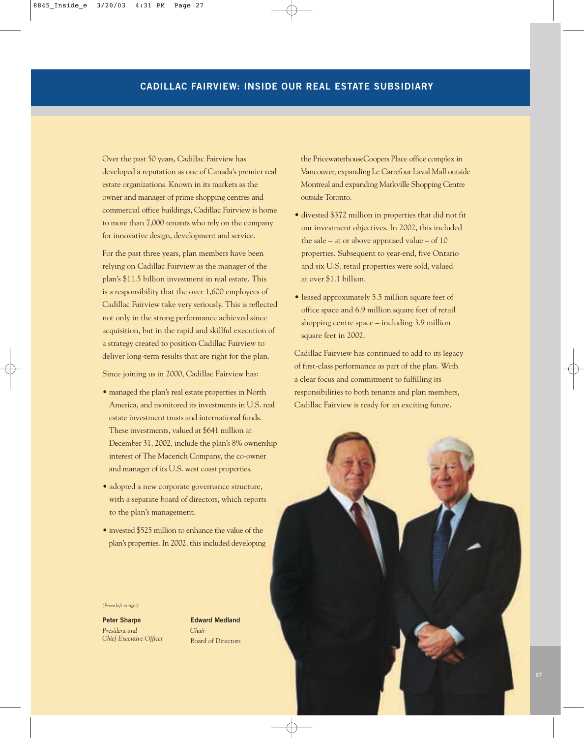## CADILLAC FAIRVIEW: INSIDE OUR REAL ESTATE SUBSIDIARY

Over the past 50 years, Cadillac Fairview has developed a reputation as one of Canada's premier real estate organizations. Known in its markets as the owner and manager of prime shopping centres and commercial office buildings, Cadillac Fairview is home to more than 7,000 tenants who rely on the company for innovative design, development and service.

For the past three years, plan members have been relying on Cadillac Fairview as the manager of the plan's $11.5 billion investment in real estate. This is a responsibility that the over 1,600 employees of Cadillac Fairview take very seriously. This is reflected not only in the strong performance achieved since acquisition, but in the rapid and skillful execution of a strategy created to position Cadillac Fairview to deliver long-term results that are right for the plan.

Since joining us in 2000, Cadillac Fairview has:

- managed the plan's real estate properties in North America, and monitored its investments in U.S. real estate investment trusts and international funds. These investments, valued at $641 million at December 31, 2002, include the plan's 8% ownership interest of The Macerich Company, the co-owner and manager of its U.S. west coast properties.
- adopted a new corporate governance structure, with a separate board of directors, which reports to the plan's management.
- invested $525 million to enhance the value of the plan's properties. In 2002, this included developing the PricewaterhouseCoopers Place office complex in Vancouver, expanding Le Carrefour Laval Mall outside Montreal and expanding Markville Shopping Centre outside Toronto.
- divested $372 million in properties that did not fit our investment objectives. In 2002, this included the sale – at or above appraised value – of 10 properties. Subsequent to year-end, five Ontario and six U.S. retail properties were sold, valued at over $1.1 billion.
- leased approximately 5.5 million square feet of office space and 6.9 million square feet of retail shopping centre space – including 3.9 million square feet in 2002.

Cadillac Fairview has continued to add to its legacy of first-class performance as part of the plan. With a clear focus and commitment to fulfilling its responsibilities to both tenants and plan members, Cadillac Fairview is ready for an exciting future.

*(From left to right)*

**Peter Sharpe**
*President and Chief Executive Officer*

**Edward Medland**
*Chair*
Board of Directors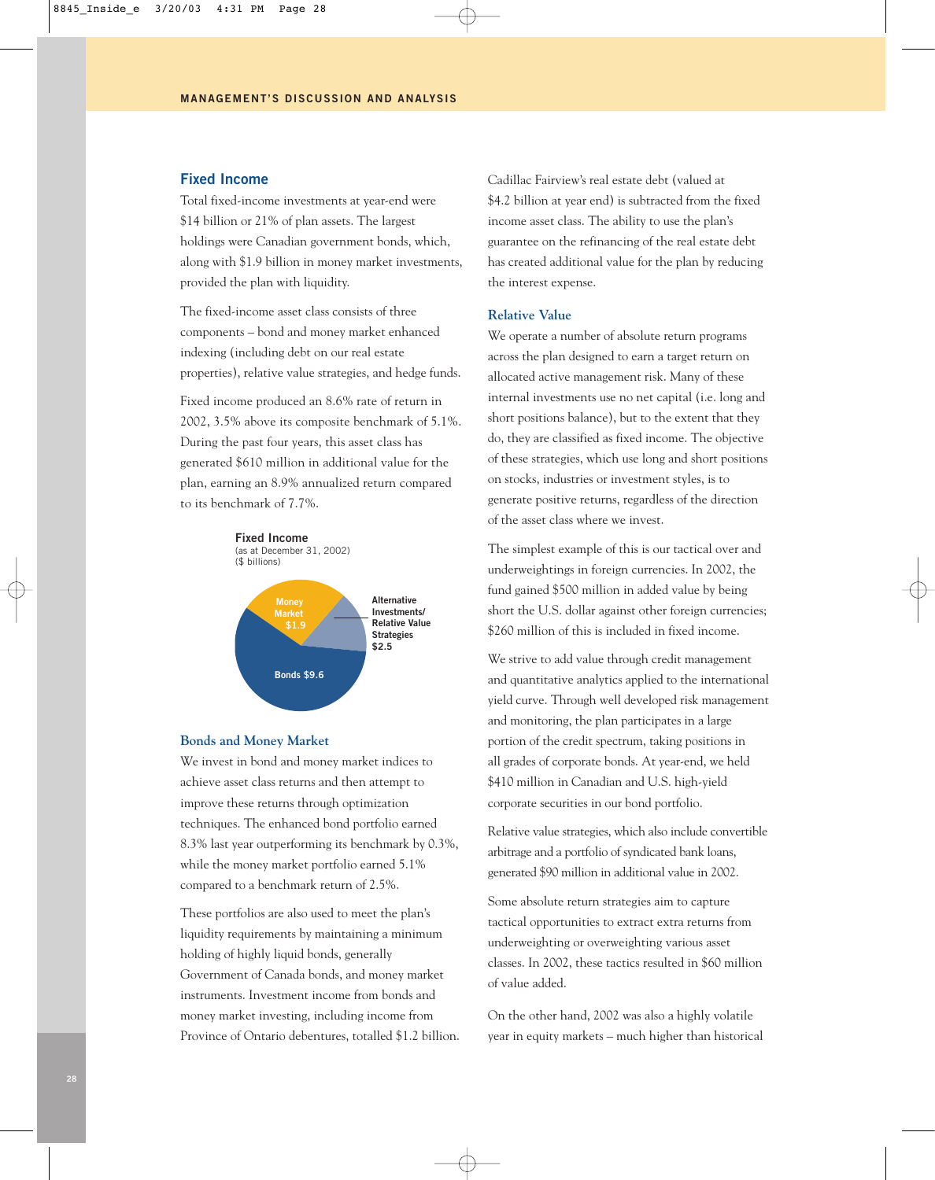## Fixed Income

Total fixed-income investments at year-end were $14 billion or 21% of plan assets. The largest holdings were Canadian government bonds, which, along with $1.9 billion in money market investments, provided the plan with liquidity.

The fixed-income asset class consists of three components – bond and money market enhanced indexing (including debt on our real estate properties), relative value strategies, and hedge funds.

Fixed income produced an 8.6% rate of return in 2002, 3.5% above its composite benchmark of 5.1%. During the past four years, this asset class has generated $610 million in additional value for the plan, earning an 8.9% annualized return compared to its benchmark of 7.7%.

**Fixed Income**
(as at December 31, 2002)
($ billions)

| Component | $ billions |
| --- | --- |
| Bonds | $9.6 |
| Money Market | $1.9 |
| Alternative Investments/Relative Value Strategies | $2.5 |

### Bonds and Money Market

We invest in bond and money market indices to achieve asset class returns and then attempt to improve these returns through optimization techniques. The enhanced bond portfolio earned 8.3% last year outperforming its benchmark by 0.3%, while the money market portfolio earned 5.1% compared to a benchmark return of 2.5%.

These portfolios are also used to meet the plan's liquidity requirements by maintaining a minimum holding of highly liquid bonds, generally Government of Canada bonds, and money market instruments. Investment income from bonds and money market investing, including income from Province of Ontario debentures, totalled $1.2 billion.

Cadillac Fairview's real estate debt (valued at $4.2 billion at year end) is subtracted from the fixed income asset class. The ability to use the plan's guarantee on the refinancing of the real estate debt has created additional value for the plan by reducing the interest expense.

### Relative Value

We operate a number of absolute return programs across the plan designed to earn a target return on allocated active management risk. Many of these internal investments use no net capital (i.e. long and short positions balance), but to the extent that they do, they are classified as fixed income. The objective of these strategies, which use long and short positions on stocks, industries or investment styles, is to generate positive returns, regardless of the direction of the asset class where we invest.

The simplest example of this is our tactical over and underweightings in foreign currencies. In 2002, the fund gained $500 million in added value by being short the U.S. dollar against other foreign currencies; $260 million of this is included in fixed income.

We strive to add value through credit management and quantitative analytics applied to the international yield curve. Through well developed risk management and monitoring, the plan participates in a large portion of the credit spectrum, taking positions in all grades of corporate bonds. At year-end, we held $410 million in Canadian and U.S. high-yield corporate securities in our bond portfolio.

Relative value strategies, which also include convertible arbitrage and a portfolio of syndicated bank loans, generated $90 million in additional value in 2002.

Some absolute return strategies aim to capture tactical opportunities to extract extra returns from underweighting or overweighting various asset classes. In 2002, these tactics resulted in $60 million of value added.

On the other hand, 2002 was also a highly volatile year in equity markets – much higher than historical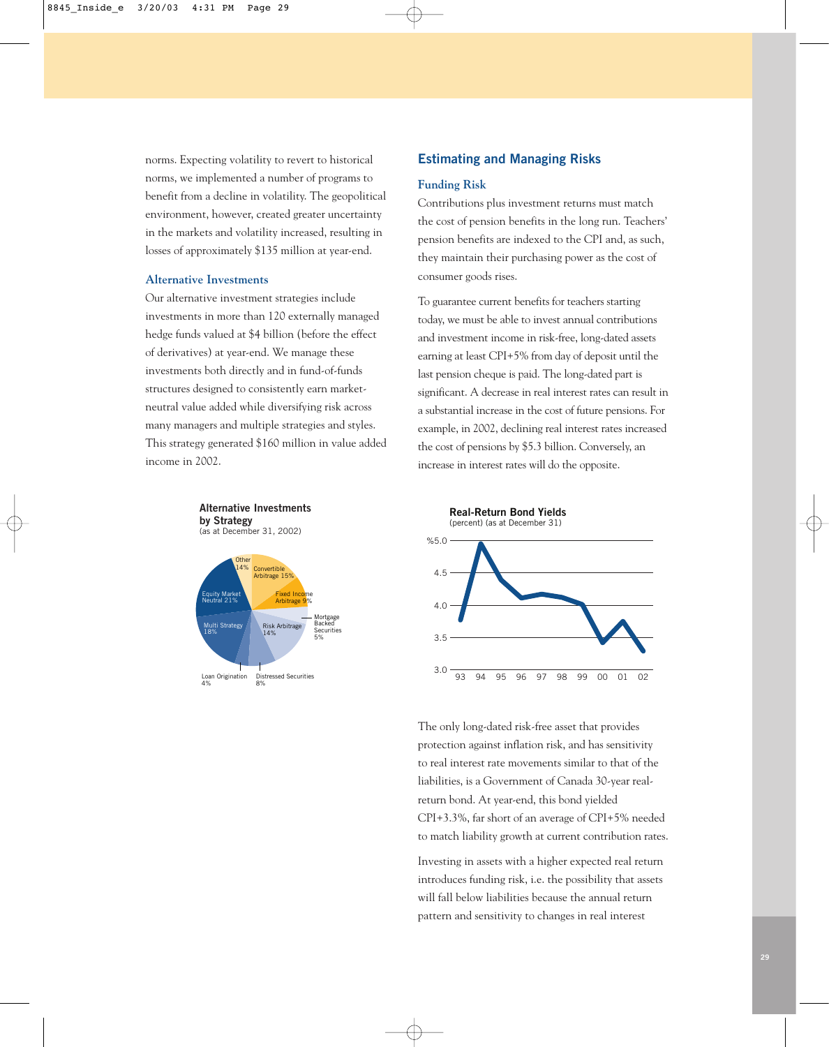norms. Expecting volatility to revert to historical norms, we implemented a number of programs to benefit from a decline in volatility. The geopolitical environment, however, created greater uncertainty in the markets and volatility increased, resulting in losses of approximately $135 million at year-end.

### Alternative Investments

Our alternative investment strategies include investments in more than 120 externally managed hedge funds valued at $4 billion (before the effect of derivatives) at year-end. We manage these investments both directly and in fund-of-funds structures designed to consistently earn market-neutral value added while diversifying risk across many managers and multiple strategies and styles. This strategy generated $160 million in value added income in 2002.

**Alternative Investments by Strategy**
(as at December 31, 2002)

| Strategy | % |
|---|---|
| Convertible Arbitrage | 15% |
| Fixed Income Arbitrage | 9% |
| Mortgage Backed Securities | 5% |
| Risk Arbitrage | 14% |
| Distressed Securities | 8% |
| Loan Origination | 4% |
| Multi Strategy | 18% |
| Equity Market Neutral | 21% |
| Other | 14% |

## Estimating and Managing Risks

### Funding Risk

Contributions plus investment returns must match the cost of pension benefits in the long run. Teachers' pension benefits are indexed to the CPI and, as such, they maintain their purchasing power as the cost of consumer goods rises.

To guarantee current benefits for teachers starting today, we must be able to invest annual contributions and investment income in risk-free, long-dated assets earning at least CPI+5% from day of deposit until the last pension cheque is paid. The long-dated part is significant. A decrease in real interest rates can result in a substantial increase in the cost of future pensions. For example, in 2002, declining real interest rates increased the cost of pensions by $5.3 billion. Conversely, an increase in interest rates will do the opposite.

**Real-Return Bond Yields**
(percent) (as at December 31)

[Line chart: y-axis %3.0–%5.0; x-axis 93–02. Approximate values: 93: 3.8, 94: 4.95, 95: 4.4, 96: 4.1, 97: 4.2, 98: 4.1, 99: 4.0, 00: 3.4, 01: 3.8, 02: 3.3]

The only long-dated risk-free asset that provides protection against inflation risk, and has sensitivity to real interest rate movements similar to that of the liabilities, is a Government of Canada 30-year real-return bond. At year-end, this bond yielded CPI+3.3%, far short of an average of CPI+5% needed to match liability growth at current contribution rates.

Investing in assets with a higher expected real return introduces funding risk, i.e. the possibility that assets will fall below liabilities because the annual return pattern and sensitivity to changes in real interest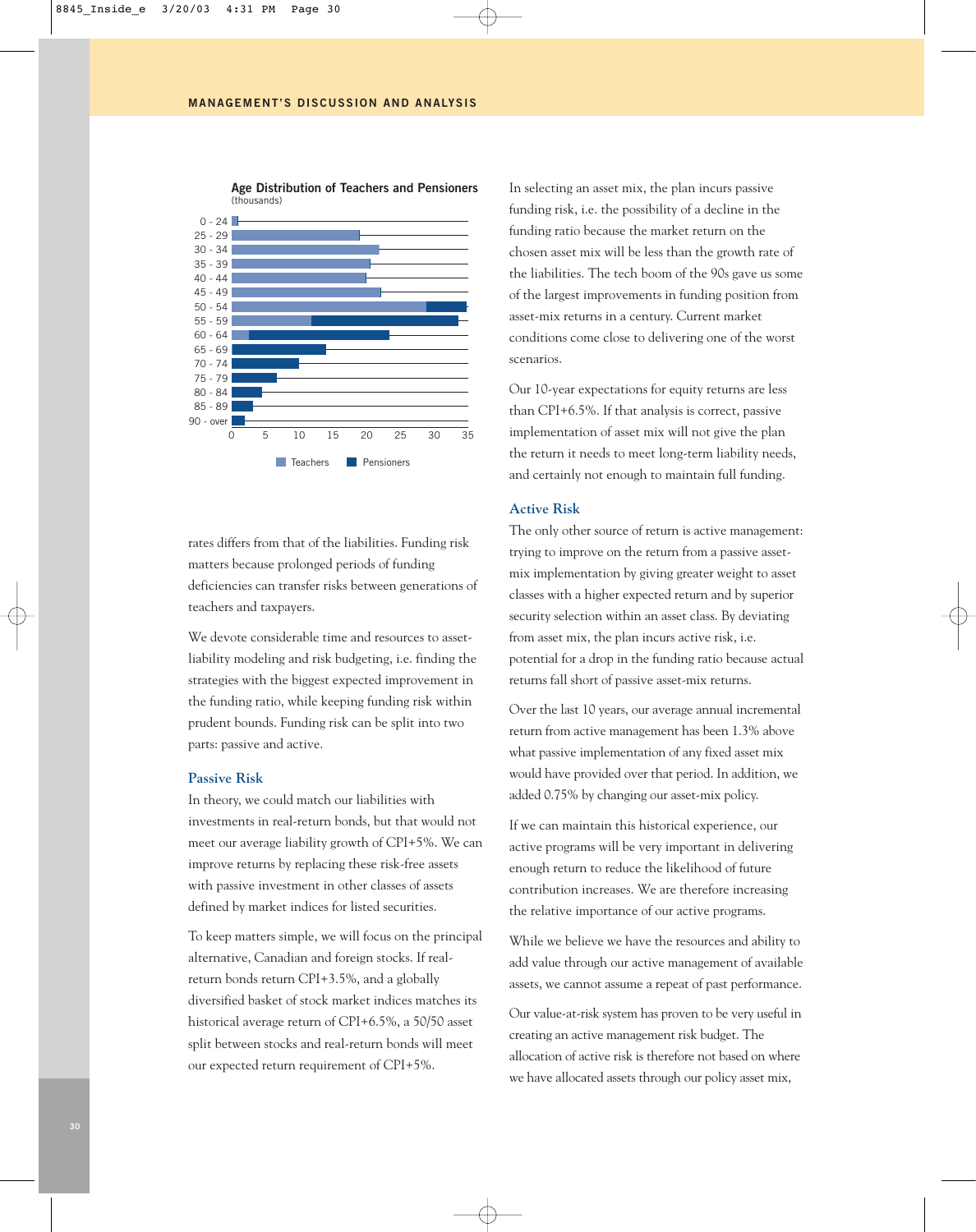## MANAGEMENT'S DISCUSSION AND ANALYSIS

**Age Distribution of Teachers and Pensioners**
(thousands)

rates differs from that of the liabilities. Funding risk matters because prolonged periods of funding deficiencies can transfer risks between generations of teachers and taxpayers.

We devote considerable time and resources to asset-liability modeling and risk budgeting, i.e. finding the strategies with the biggest expected improvement in the funding ratio, while keeping funding risk within prudent bounds. Funding risk can be split into two parts: passive and active.

### Passive Risk

In theory, we could match our liabilities with investments in real-return bonds, but that would not meet our average liability growth of CPI+5%. We can improve returns by replacing these risk-free assets with passive investment in other classes of assets defined by market indices for listed securities.

To keep matters simple, we will focus on the principal alternative, Canadian and foreign stocks. If real-return bonds return CPI+3.5%, and a globally diversified basket of stock market indices matches its historical average return of CPI+6.5%, a 50/50 asset split between stocks and real-return bonds will meet our expected return requirement of CPI+5%.

In selecting an asset mix, the plan incurs passive funding risk, i.e. the possibility of a decline in the funding ratio because the market return on the chosen asset mix will be less than the growth rate of the liabilities. The tech boom of the 90s gave us some of the largest improvements in funding position from asset-mix returns in a century. Current market conditions come close to delivering one of the worst scenarios.

Our 10-year expectations for equity returns are less than CPI+6.5%. If that analysis is correct, passive implementation of asset mix will not give the plan the return it needs to meet long-term liability needs, and certainly not enough to maintain full funding.

### Active Risk

The only other source of return is active management: trying to improve on the return from a passive asset-mix implementation by giving greater weight to asset classes with a higher expected return and by superior security selection within an asset class. By deviating from asset mix, the plan incurs active risk, i.e. potential for a drop in the funding ratio because actual returns fall short of passive asset-mix returns.

Over the last 10 years, our average annual incremental return from active management has been 1.3% above what passive implementation of any fixed asset mix would have provided over that period. In addition, we added 0.75% by changing our asset-mix policy.

If we can maintain this historical experience, our active programs will be very important in delivering enough return to reduce the likelihood of future contribution increases. We are therefore increasing the relative importance of our active programs.

While we believe we have the resources and ability to add value through our active management of available assets, we cannot assume a repeat of past performance.

Our value-at-risk system has proven to be very useful in creating an active management risk budget. The allocation of active risk is therefore not based on where we have allocated assets through our policy asset mix,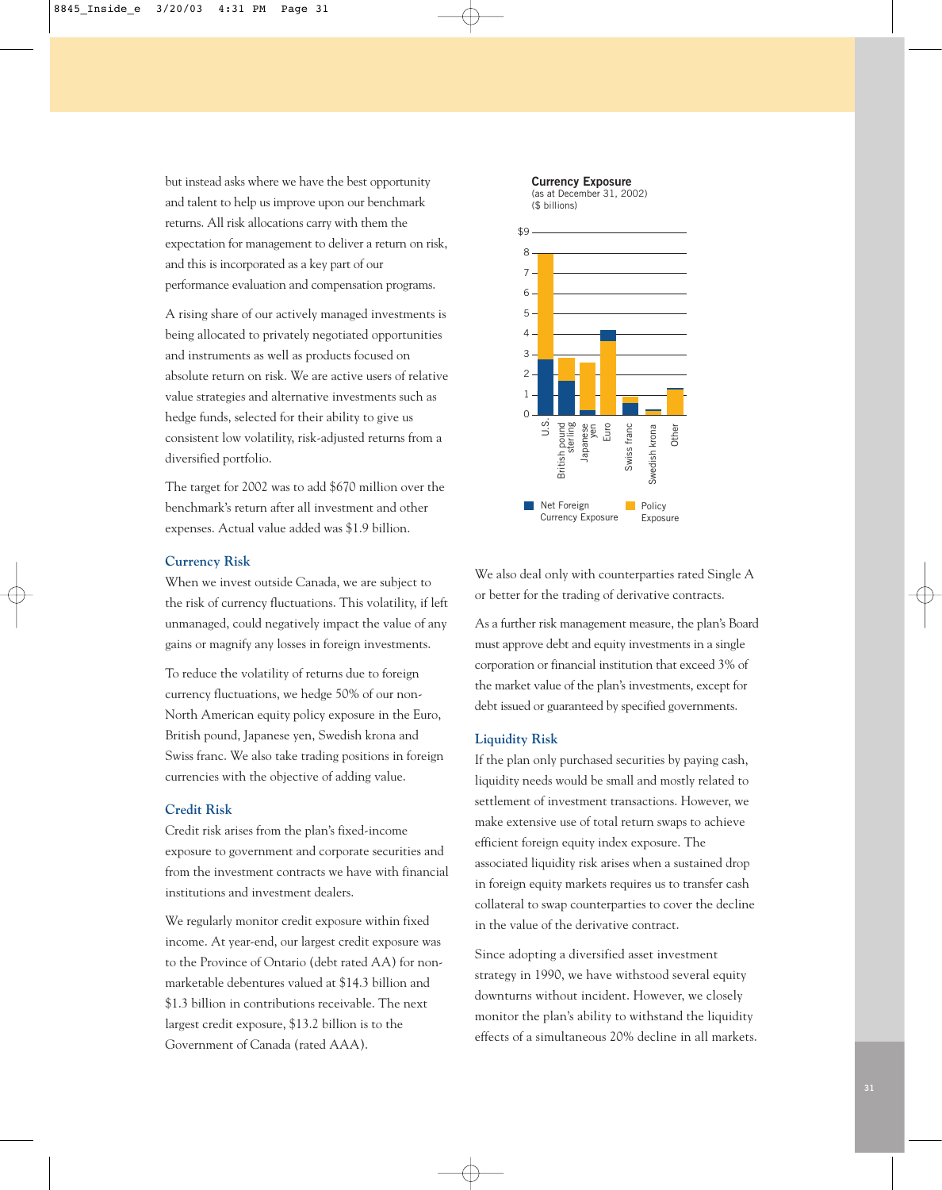but instead asks where we have the best opportunity and talent to help us improve upon our benchmark returns. All risk allocations carry with them the expectation for management to deliver a return on risk, and this is incorporated as a key part of our performance evaluation and compensation programs.

A rising share of our actively managed investments is being allocated to privately negotiated opportunities and instruments as well as products focused on absolute return on risk. We are active users of relative value strategies and alternative investments such as hedge funds, selected for their ability to give us consistent low volatility, risk-adjusted returns from a diversified portfolio.

The target for 2002 was to add $670 million over the benchmark's return after all investment and other expenses. Actual value added was $1.9 billion.

## Currency Risk

When we invest outside Canada, we are subject to the risk of currency fluctuations. This volatility, if left unmanaged, could negatively impact the value of any gains or magnify any losses in foreign investments.

To reduce the volatility of returns due to foreign currency fluctuations, we hedge 50% of our non-North American equity policy exposure in the Euro, British pound, Japanese yen, Swedish krona and Swiss franc. We also take trading positions in foreign currencies with the objective of adding value.

## Credit Risk

Credit risk arises from the plan's fixed-income exposure to government and corporate securities and from the investment contracts we have with financial institutions and investment dealers.

We regularly monitor credit exposure within fixed income. At year-end, our largest credit exposure was to the Province of Ontario (debt rated AA) for non-marketable debentures valued at $14.3 billion and $1.3 billion in contributions receivable. The next largest credit exposure, $13.2 billion is to the Government of Canada (rated AAA).

**Currency Exposure**
(as at December 31, 2002)
($ billions)

Chart categories: U.S., British pound sterling, Japanese yen, Euro, Swiss franc, Swedish krona, Other

Legend: Net Foreign Currency Exposure; Policy Exposure

We also deal only with counterparties rated Single A or better for the trading of derivative contracts.

As a further risk management measure, the plan's Board must approve debt and equity investments in a single corporation or financial institution that exceed 3% of the market value of the plan's investments, except for debt issued or guaranteed by specified governments.

## Liquidity Risk

If the plan only purchased securities by paying cash, liquidity needs would be small and mostly related to settlement of investment transactions. However, we make extensive use of total return swaps to achieve efficient foreign equity index exposure. The associated liquidity risk arises when a sustained drop in foreign equity markets requires us to transfer cash collateral to swap counterparties to cover the decline in the value of the derivative contract.

Since adopting a diversified asset investment strategy in 1990, we have withstood several equity downturns without incident. However, we closely monitor the plan's ability to withstand the liquidity effects of a simultaneous 20% decline in all markets.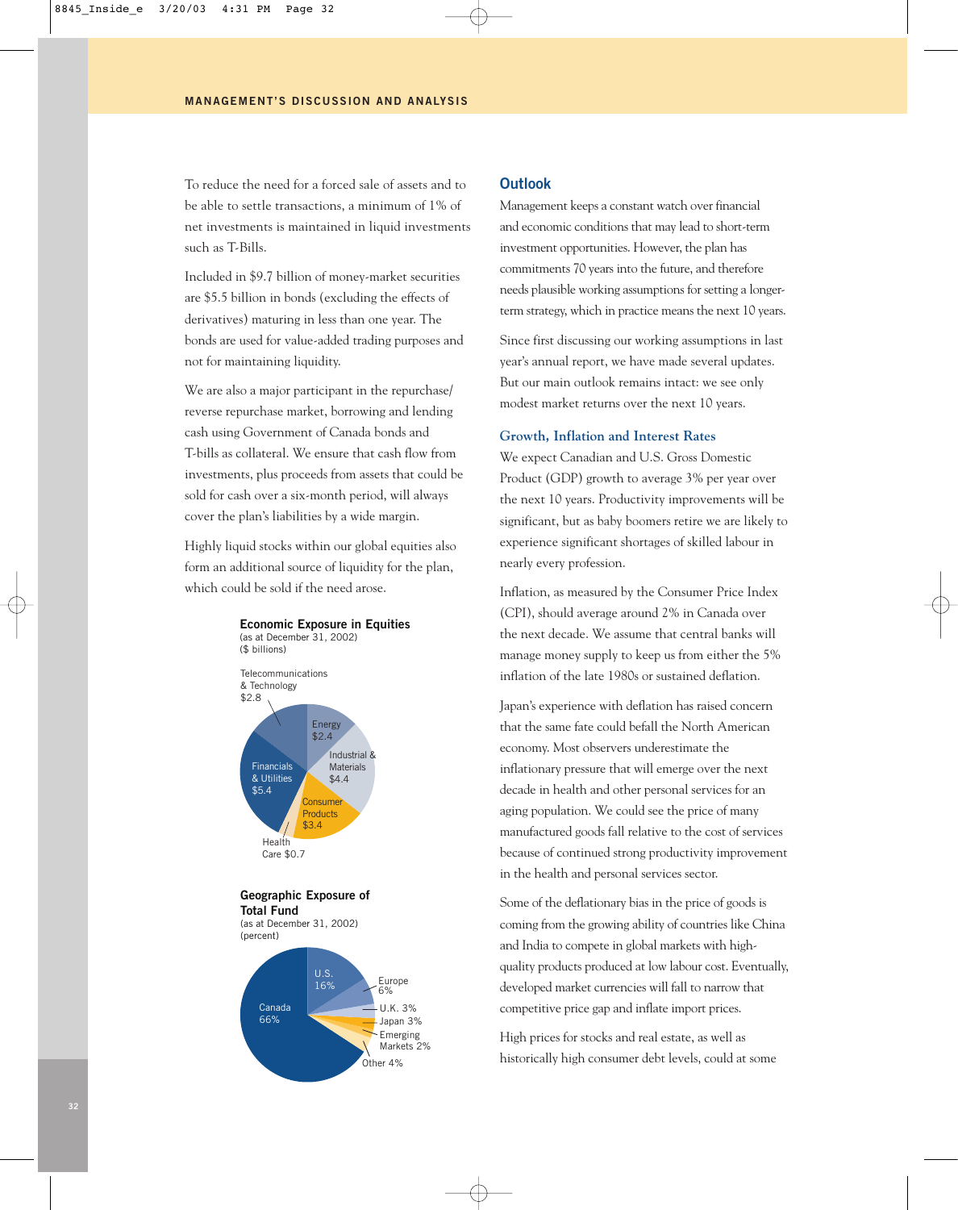To reduce the need for a forced sale of assets and to be able to settle transactions, a minimum of 1% of net investments is maintained in liquid investments such as T-Bills.

Included in $9.7 billion of money-market securities are $5.5 billion in bonds (excluding the effects of derivatives) maturing in less than one year. The bonds are used for value-added trading purposes and not for maintaining liquidity.

We are also a major participant in the repurchase/reverse repurchase market, borrowing and lending cash using Government of Canada bonds and T-bills as collateral. We ensure that cash flow from investments, plus proceeds from assets that could be sold for cash over a six-month period, will always cover the plan's liabilities by a wide margin.

Highly liquid stocks within our global equities also form an additional source of liquidity for the plan, which could be sold if the need arose.

**Economic Exposure in Equities**
(as at December 31, 2002)
($ billions)

| Sector | $ billions |
|---|---|
| Telecommunications & Technology | $2.8 |
| Energy | $2.4 |
| Industrial & Materials | $4.4 |
| Consumer Products | $3.4 |
| Health Care | $0.7 |
| Financials & Utilities | $5.4 |

**Geographic Exposure of Total Fund**
(as at December 31, 2002)
(percent)

| Region | Percent |
|---|---|
| Canada | 66% |
| U.S. | 16% |
| Europe | 6% |
| U.K. | 3% |
| Japan | 3% |
| Emerging Markets | 2% |
| Other | 4% |

## Outlook

Management keeps a constant watch over financial and economic conditions that may lead to short-term investment opportunities. However, the plan has commitments 70 years into the future, and therefore needs plausible working assumptions for setting a longer-term strategy, which in practice means the next 10 years.

Since first discussing our working assumptions in last year's annual report, we have made several updates. But our main outlook remains intact: we see only modest market returns over the next 10 years.

### Growth, Inflation and Interest Rates

We expect Canadian and U.S. Gross Domestic Product (GDP) growth to average 3% per year over the next 10 years. Productivity improvements will be significant, but as baby boomers retire we are likely to experience significant shortages of skilled labour in nearly every profession.

Inflation, as measured by the Consumer Price Index (CPI), should average around 2% in Canada over the next decade. We assume that central banks will manage money supply to keep us from either the 5% inflation of the late 1980s or sustained deflation.

Japan's experience with deflation has raised concern that the same fate could befall the North American economy. Most observers underestimate the inflationary pressure that will emerge over the next decade in health and other personal services for an aging population. We could see the price of many manufactured goods fall relative to the cost of services because of continued strong productivity improvement in the health and personal services sector.

Some of the deflationary bias in the price of goods is coming from the growing ability of countries like China and India to compete in global markets with high-quality products produced at low labour cost. Eventually, developed market currencies will fall to narrow that competitive price gap and inflate import prices.

High prices for stocks and real estate, as well as historically high consumer debt levels, could at some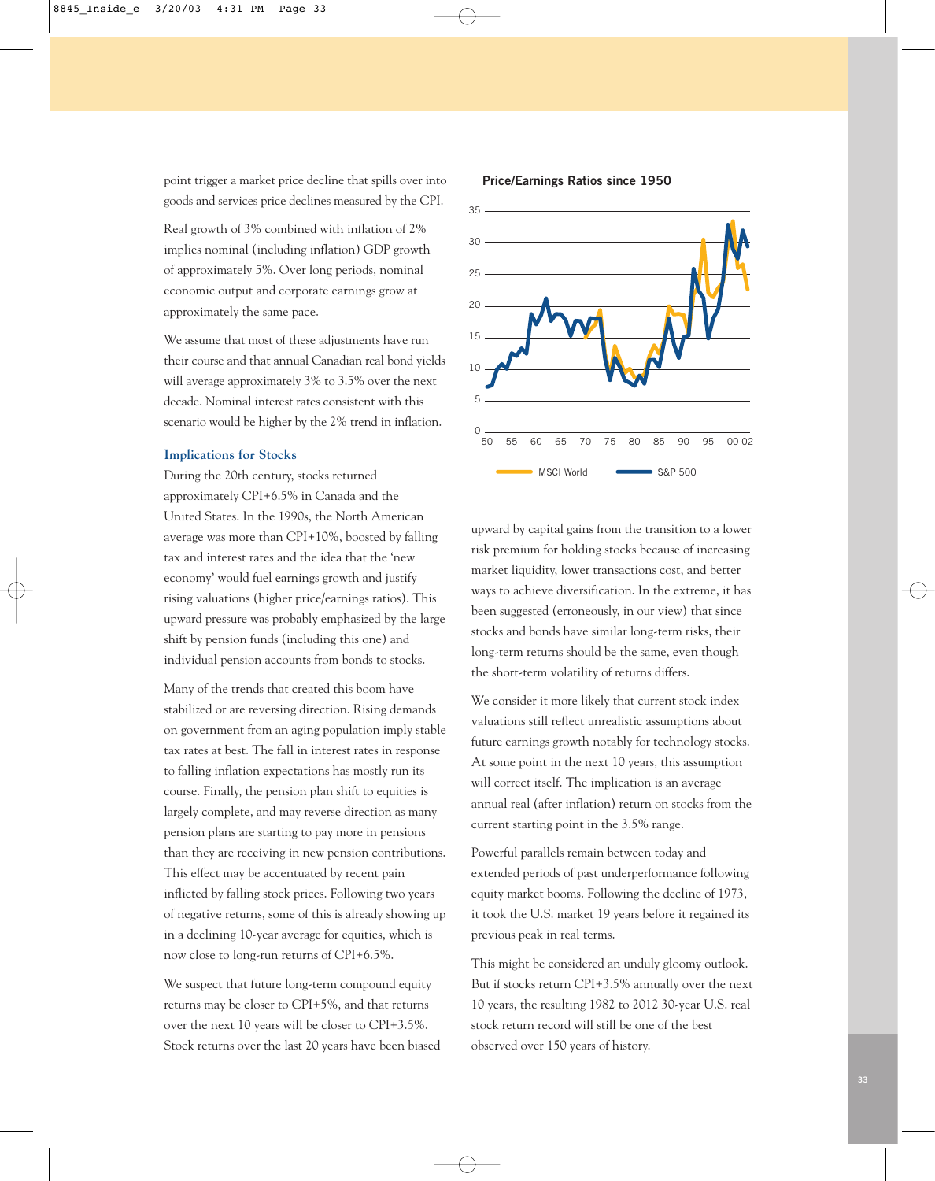point trigger a market price decline that spills over into goods and services price declines measured by the CPI.

Real growth of 3% combined with inflation of 2% implies nominal (including inflation) GDP growth of approximately 5%. Over long periods, nominal economic output and corporate earnings grow at approximately the same pace.

We assume that most of these adjustments have run their course and that annual Canadian real bond yields will average approximately 3% to 3.5% over the next decade. Nominal interest rates consistent with this scenario would be higher by the 2% trend in inflation.

## Implications for Stocks

During the 20th century, stocks returned approximately CPI+6.5% in Canada and the United States. In the 1990s, the North American average was more than CPI+10%, boosted by falling tax and interest rates and the idea that the 'new economy' would fuel earnings growth and justify rising valuations (higher price/earnings ratios). This upward pressure was probably emphasized by the large shift by pension funds (including this one) and individual pension accounts from bonds to stocks.

Many of the trends that created this boom have stabilized or are reversing direction. Rising demands on government from an aging population imply stable tax rates at best. The fall in interest rates in response to falling inflation expectations has mostly run its course. Finally, the pension plan shift to equities is largely complete, and may reverse direction as many pension plans are starting to pay more in pensions than they are receiving in new pension contributions. This effect may be accentuated by recent pain inflicted by falling stock prices. Following two years of negative returns, some of this is already showing up in a declining 10-year average for equities, which is now close to long-run returns of CPI+6.5%.

We suspect that future long-term compound equity returns may be closer to CPI+5%, and that returns over the next 10 years will be closer to CPI+3.5%. Stock returns over the last 20 years have been biased upward by capital gains from the transition to a lower risk premium for holding stocks because of increasing market liquidity, lower transactions cost, and better ways to achieve diversification. In the extreme, it has been suggested (erroneously, in our view) that since stocks and bonds have similar long-term risks, their long-term returns should be the same, even though the short-term volatility of returns differs.

**Price/Earnings Ratios since 1950**

35
30
25
20
15
10
5
0

50 55 60 65 70 75 80 85 90 95 00 02

MSCI World
S&P 500

We consider it more likely that current stock index valuations still reflect unrealistic assumptions about future earnings growth notably for technology stocks. At some point in the next 10 years, this assumption will correct itself. The implication is an average annual real (after inflation) return on stocks from the current starting point in the 3.5% range.

Powerful parallels remain between today and extended periods of past underperformance following equity market booms. Following the decline of 1973, it took the U.S. market 19 years before it regained its previous peak in real terms.

This might be considered an unduly gloomy outlook. But if stocks return CPI+3.5% annually over the next 10 years, the resulting 1982 to 2012 30-year U.S. real stock return record will still be one of the best observed over 150 years of history.